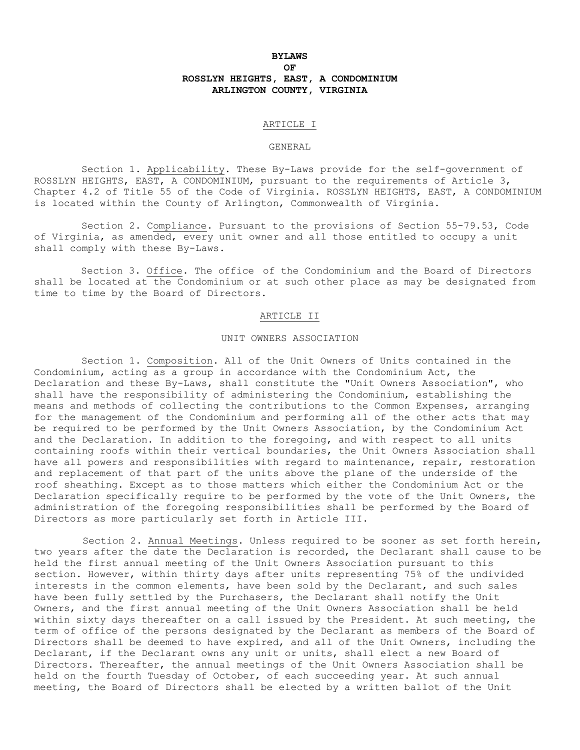# BYLAWS
# OF
# ROSSLYN HEIGHTS, EAST, A CONDOMINIUM
# ARLINGTON COUNTY, VIRGINIA

## ARTICLE I

## GENERAL

Section 1. Applicability. These By-Laws provide for the self-government of ROSSLYN HEIGHTS, EAST, A CONDOMINIUM, pursuant to the requirements of Article 3, Chapter 4.2 of Title 55 of the Code of Virginia. ROSSLYN HEIGHTS, EAST, A CONDOMINIUM is located within the County of Arlington, Commonwealth of Virginia.

Section 2. Compliance. Pursuant to the provisions of Section 55-79.53, Code of Virginia, as amended, every unit owner and all those entitled to occupy a unit shall comply with these By-Laws.

Section 3. Office. The office of the Condominium and the Board of Directors shall be located at the Condominium or at such other place as may be designated from time to time by the Board of Directors.

## ARTICLE II

## UNIT OWNERS ASSOCIATION

Section 1. Composition. All of the Unit Owners of Units contained in the Condominium, acting as a group in accordance with the Condominium Act, the Declaration and these By-Laws, shall constitute the "Unit Owners Association", who shall have the responsibility of administering the Condominium, establishing the means and methods of collecting the contributions to the Common Expenses, arranging for the management of the Condominium and performing all of the other acts that may be required to be performed by the Unit Owners Association, by the Condominium Act and the Declaration. In addition to the foregoing, and with respect to all units containing roofs within their vertical boundaries, the Unit Owners Association shall have all powers and responsibilities with regard to maintenance, repair, restoration and replacement of that part of the units above the plane of the underside of the roof sheathing. Except as to those matters which either the Condominium Act or the Declaration specifically require to be performed by the vote of the Unit Owners, the administration of the foregoing responsibilities shall be performed by the Board of Directors as more particularly set forth in Article III.

Section 2. Annual Meetings. Unless required to be sooner as set forth herein, two years after the date the Declaration is recorded, the Declarant shall cause to be held the first annual meeting of the Unit Owners Association pursuant to this section. However, within thirty days after units representing 75% of the undivided interests in the common elements, have been sold by the Declarant, and such sales have been fully settled by the Purchasers, the Declarant shall notify the Unit Owners, and the first annual meeting of the Unit Owners Association shall be held within sixty days thereafter on a call issued by the President. At such meeting, the term of office of the persons designated by the Declarant as members of the Board of Directors shall be deemed to have expired, and all of the Unit Owners, including the Declarant, if the Declarant owns any unit or units, shall elect a new Board of Directors. Thereafter, the annual meetings of the Unit Owners Association shall be held on the fourth Tuesday of October, of each succeeding year. At such annual meeting, the Board of Directors shall be elected by a written ballot of the Unit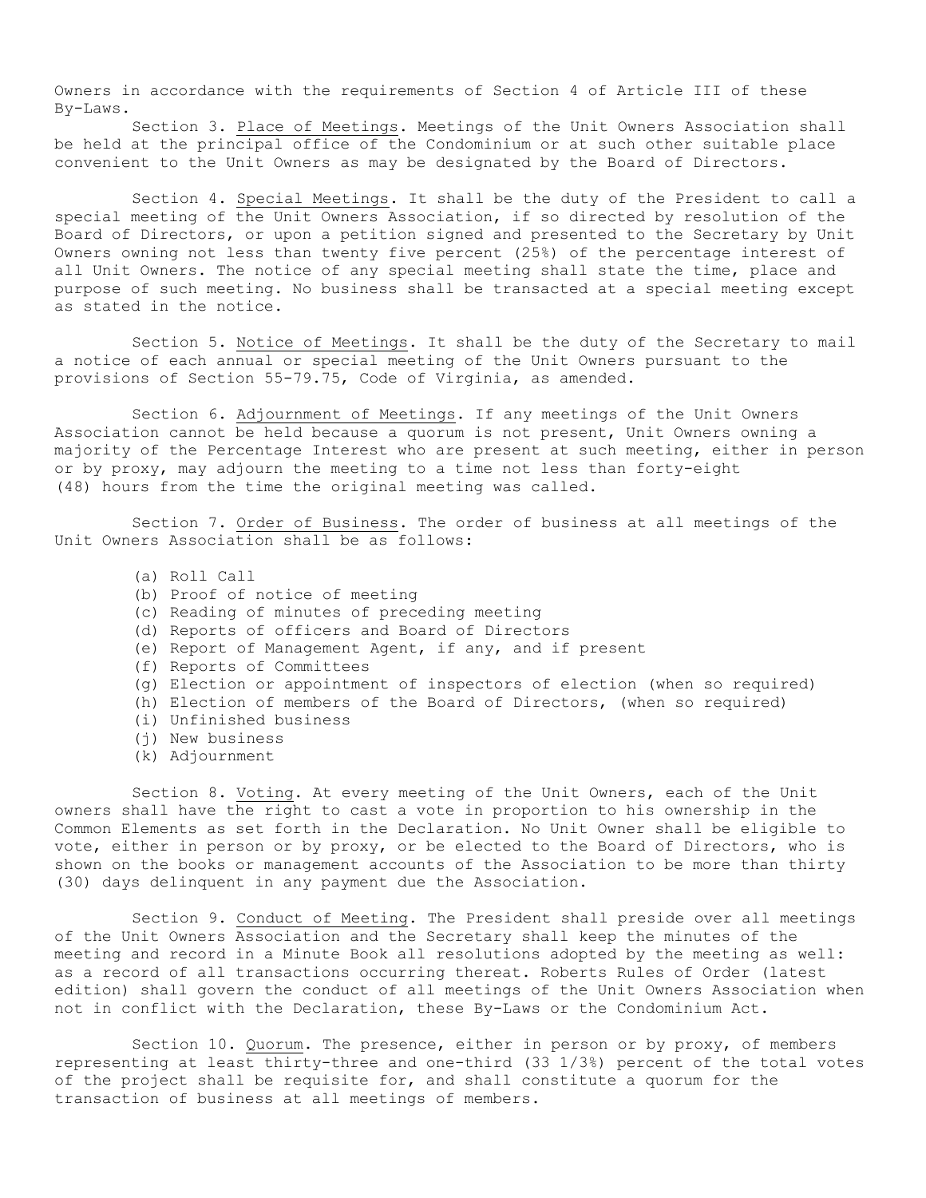Owners in accordance with the requirements of Section 4 of Article III of these By-Laws.

Section 3. Place of Meetings. Meetings of the Unit Owners Association shall be held at the principal office of the Condominium or at such other suitable place convenient to the Unit Owners as may be designated by the Board of Directors.

Section 4. Special Meetings. It shall be the duty of the President to call a special meeting of the Unit Owners Association, if so directed by resolution of the Board of Directors, or upon a petition signed and presented to the Secretary by Unit Owners owning not less than twenty five percent (25%) of the percentage interest of all Unit Owners. The notice of any special meeting shall state the time, place and purpose of such meeting. No business shall be transacted at a special meeting except as stated in the notice.

Section 5. Notice of Meetings. It shall be the duty of the Secretary to mail a notice of each annual or special meeting of the Unit Owners pursuant to the provisions of Section 55-79.75, Code of Virginia, as amended.

Section 6. Adjournment of Meetings. If any meetings of the Unit Owners Association cannot be held because a quorum is not present, Unit Owners owning a majority of the Percentage Interest who are present at such meeting, either in person or by proxy, may adjourn the meeting to a time not less than forty-eight (48) hours from the time the original meeting was called.

Section 7. Order of Business. The order of business at all meetings of the Unit Owners Association shall be as follows:

(a) Roll Call
(b) Proof of notice of meeting
(c) Reading of minutes of preceding meeting
(d) Reports of officers and Board of Directors
(e) Report of Management Agent, if any, and if present
(f) Reports of Committees
(g) Election or appointment of inspectors of election (when so required)
(h) Election of members of the Board of Directors, (when so required)
(i) Unfinished business
(j) New business
(k) Adjournment

Section 8. Voting. At every meeting of the Unit Owners, each of the Unit owners shall have the right to cast a vote in proportion to his ownership in the Common Elements as set forth in the Declaration. No Unit Owner shall be eligible to vote, either in person or by proxy, or be elected to the Board of Directors, who is shown on the books or management accounts of the Association to be more than thirty (30) days delinquent in any payment due the Association.

Section 9. Conduct of Meeting. The President shall preside over all meetings of the Unit Owners Association and the Secretary shall keep the minutes of the meeting and record in a Minute Book all resolutions adopted by the meeting as well: as a record of all transactions occurring thereat. Roberts Rules of Order (latest edition) shall govern the conduct of all meetings of the Unit Owners Association when not in conflict with the Declaration, these By-Laws or the Condominium Act.

Section 10. Quorum. The presence, either in person or by proxy, of members representing at least thirty-three and one-third (33 1/3%) percent of the total votes of the project shall be requisite for, and shall constitute a quorum for the transaction of business at all meetings of members.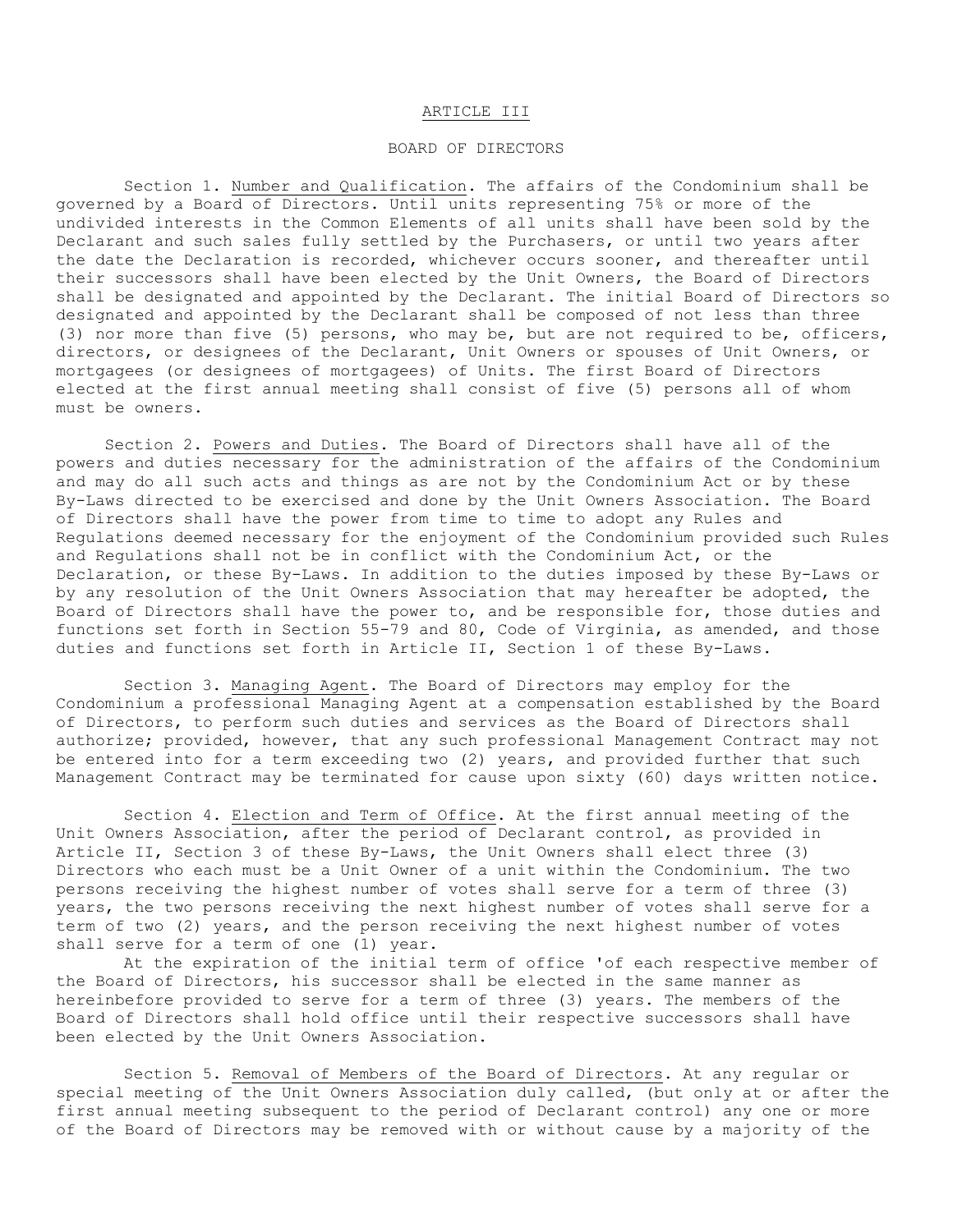# ARTICLE III

## BOARD OF DIRECTORS

Section 1. Number and Qualification. The affairs of the Condominium shall be governed by a Board of Directors. Until units representing 75% or more of the undivided interests in the Common Elements of all units shall have been sold by the Declarant and such sales fully settled by the Purchasers, or until two years after the date the Declaration is recorded, whichever occurs sooner, and thereafter until their successors shall have been elected by the Unit Owners, the Board of Directors shall be designated and appointed by the Declarant. The initial Board of Directors so designated and appointed by the Declarant shall be composed of not less than three (3) nor more than five (5) persons, who may be, but are not required to be, officers, directors, or designees of the Declarant, Unit Owners or spouses of Unit Owners, or mortgagees (or designees of mortgagees) of Units. The first Board of Directors elected at the first annual meeting shall consist of five (5) persons all of whom must be owners.

Section 2. Powers and Duties. The Board of Directors shall have all of the powers and duties necessary for the administration of the affairs of the Condominium and may do all such acts and things as are not by the Condominium Act or by these By-Laws directed to be exercised and done by the Unit Owners Association. The Board of Directors shall have the power from time to time to adopt any Rules and Regulations deemed necessary for the enjoyment of the Condominium provided such Rules and Regulations shall not be in conflict with the Condominium Act, or the Declaration, or these By-Laws. In addition to the duties imposed by these By-Laws or by any resolution of the Unit Owners Association that may hereafter be adopted, the Board of Directors shall have the power to, and be responsible for, those duties and functions set forth in Section 55-79 and 80, Code of Virginia, as amended, and those duties and functions set forth in Article II, Section 1 of these By-Laws.

Section 3. Managing Agent. The Board of Directors may employ for the Condominium a professional Managing Agent at a compensation established by the Board of Directors, to perform such duties and services as the Board of Directors shall authorize; provided, however, that any such professional Management Contract may not be entered into for a term exceeding two (2) years, and provided further that such Management Contract may be terminated for cause upon sixty (60) days written notice.

Section 4. Election and Term of Office. At the first annual meeting of the Unit Owners Association, after the period of Declarant control, as provided in Article II, Section 3 of these By-Laws, the Unit Owners shall elect three (3) Directors who each must be a Unit Owner of a unit within the Condominium. The two persons receiving the highest number of votes shall serve for a term of three (3) years, the two persons receiving the next highest number of votes shall serve for a term of two (2) years, and the person receiving the next highest number of votes shall serve for a term of one (1) year.

At the expiration of the initial term of office 'of each respective member of the Board of Directors, his successor shall be elected in the same manner as hereinbefore provided to serve for a term of three (3) years. The members of the Board of Directors shall hold office until their respective successors shall have been elected by the Unit Owners Association.

Section 5. Removal of Members of the Board of Directors. At any regular or special meeting of the Unit Owners Association duly called, (but only at or after the first annual meeting subsequent to the period of Declarant control) any one or more of the Board of Directors may be removed with or without cause by a majority of the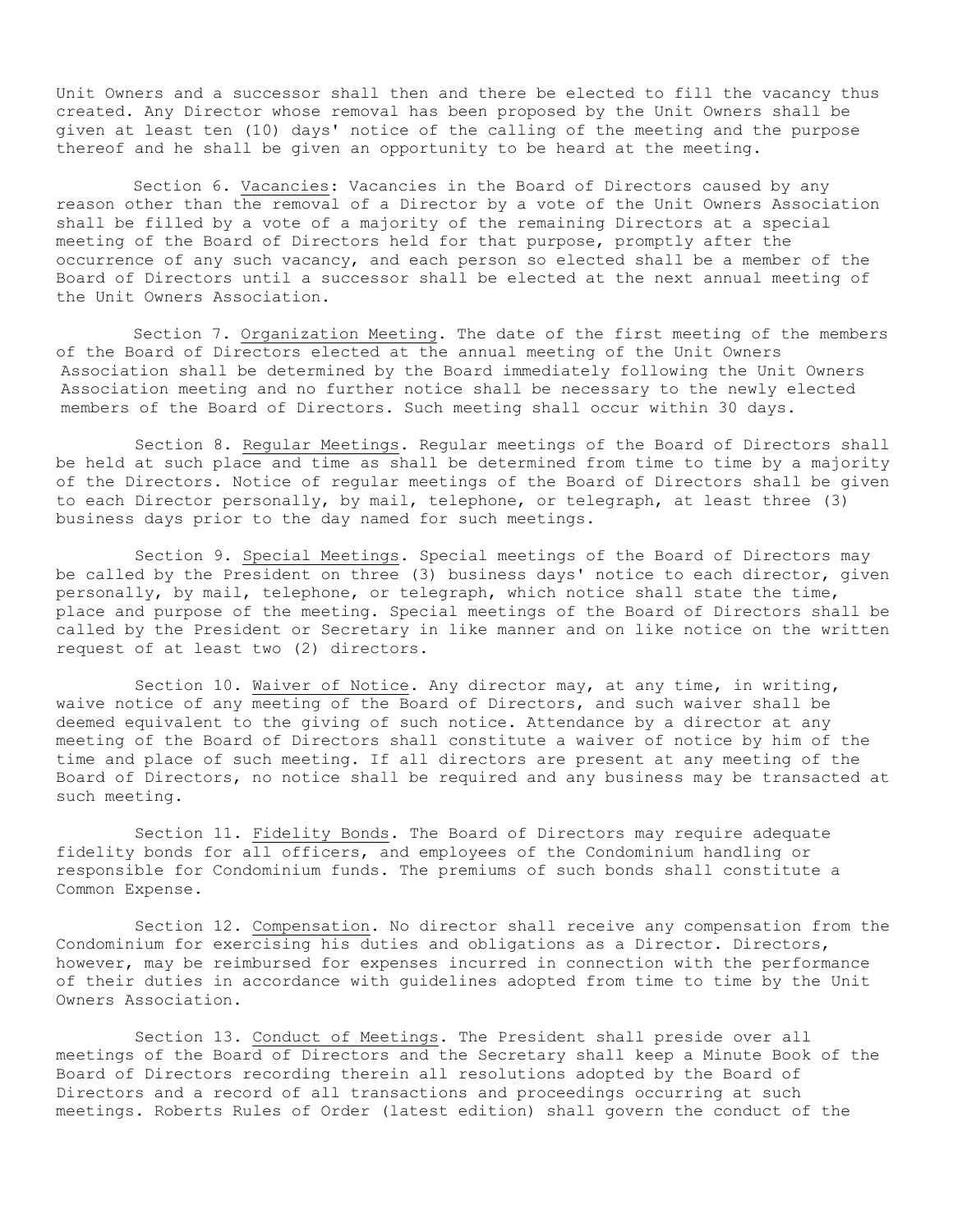Unit Owners and a successor shall then and there be elected to fill the vacancy thus created. Any Director whose removal has been proposed by the Unit Owners shall be given at least ten (10) days' notice of the calling of the meeting and the purpose thereof and he shall be given an opportunity to be heard at the meeting.

Section 6. Vacancies: Vacancies in the Board of Directors caused by any reason other than the removal of a Director by a vote of the Unit Owners Association shall be filled by a vote of a majority of the remaining Directors at a special meeting of the Board of Directors held for that purpose, promptly after the occurrence of any such vacancy, and each person so elected shall be a member of the Board of Directors until a successor shall be elected at the next annual meeting of the Unit Owners Association.

Section 7. Organization Meeting. The date of the first meeting of the members of the Board of Directors elected at the annual meeting of the Unit Owners Association shall be determined by the Board immediately following the Unit Owners Association meeting and no further notice shall be necessary to the newly elected members of the Board of Directors. Such meeting shall occur within 30 days.

Section 8. Regular Meetings. Regular meetings of the Board of Directors shall be held at such place and time as shall be determined from time to time by a majority of the Directors. Notice of regular meetings of the Board of Directors shall be given to each Director personally, by mail, telephone, or telegraph, at least three (3) business days prior to the day named for such meetings.

Section 9. Special Meetings. Special meetings of the Board of Directors may be called by the President on three (3) business days' notice to each director, given personally, by mail, telephone, or telegraph, which notice shall state the time, place and purpose of the meeting. Special meetings of the Board of Directors shall be called by the President or Secretary in like manner and on like notice on the written request of at least two (2) directors.

Section 10. Waiver of Notice. Any director may, at any time, in writing, waive notice of any meeting of the Board of Directors, and such waiver shall be deemed equivalent to the giving of such notice. Attendance by a director at any meeting of the Board of Directors shall constitute a waiver of notice by him of the time and place of such meeting. If all directors are present at any meeting of the Board of Directors, no notice shall be required and any business may be transacted at such meeting.

Section 11. Fidelity Bonds. The Board of Directors may require adequate fidelity bonds for all officers, and employees of the Condominium handling or responsible for Condominium funds. The premiums of such bonds shall constitute a Common Expense.

Section 12. Compensation. No director shall receive any compensation from the Condominium for exercising his duties and obligations as a Director. Directors, however, may be reimbursed for expenses incurred in connection with the performance of their duties in accordance with guidelines adopted from time to time by the Unit Owners Association.

Section 13. Conduct of Meetings. The President shall preside over all meetings of the Board of Directors and the Secretary shall keep a Minute Book of the Board of Directors recording therein all resolutions adopted by the Board of Directors and a record of all transactions and proceedings occurring at such meetings. Roberts Rules of Order (latest edition) shall govern the conduct of the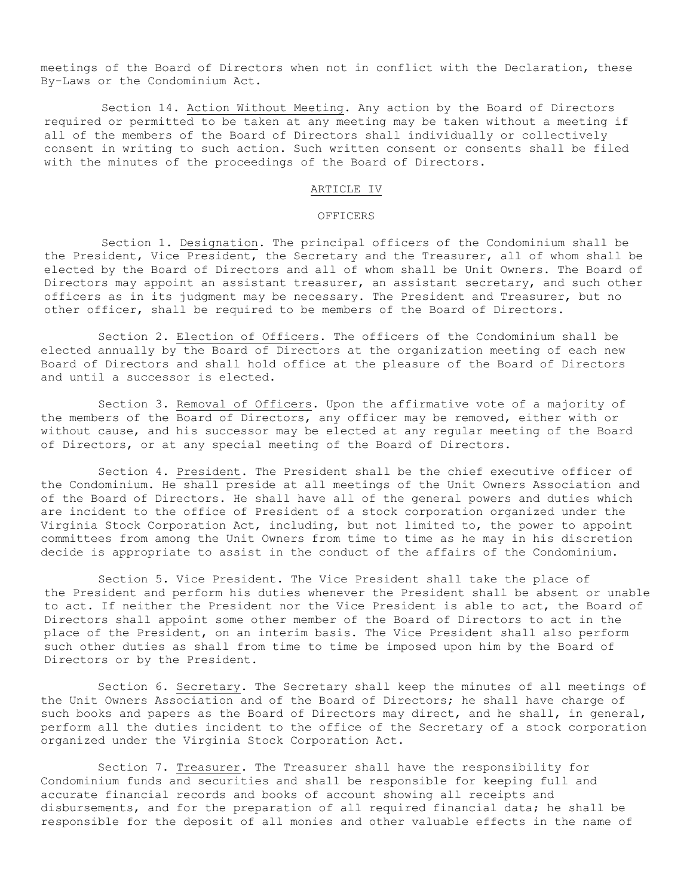meetings of the Board of Directors when not in conflict with the Declaration, these By-Laws or the Condominium Act.

Section 14. Action Without Meeting. Any action by the Board of Directors required or permitted to be taken at any meeting may be taken without a meeting if all of the members of the Board of Directors shall individually or collectively consent in writing to such action. Such written consent or consents shall be filed with the minutes of the proceedings of the Board of Directors.

## ARTICLE IV

## OFFICERS

Section 1. Designation. The principal officers of the Condominium shall be the President, Vice President, the Secretary and the Treasurer, all of whom shall be elected by the Board of Directors and all of whom shall be Unit Owners. The Board of Directors may appoint an assistant treasurer, an assistant secretary, and such other officers as in its judgment may be necessary. The President and Treasurer, but no other officer, shall be required to be members of the Board of Directors.

Section 2. Election of Officers. The officers of the Condominium shall be elected annually by the Board of Directors at the organization meeting of each new Board of Directors and shall hold office at the pleasure of the Board of Directors and until a successor is elected.

Section 3. Removal of Officers. Upon the affirmative vote of a majority of the members of the Board of Directors, any officer may be removed, either with or without cause, and his successor may be elected at any regular meeting of the Board of Directors, or at any special meeting of the Board of Directors.

Section 4. President. The President shall be the chief executive officer of the Condominium. He shall preside at all meetings of the Unit Owners Association and of the Board of Directors. He shall have all of the general powers and duties which are incident to the office of President of a stock corporation organized under the Virginia Stock Corporation Act, including, but not limited to, the power to appoint committees from among the Unit Owners from time to time as he may in his discretion decide is appropriate to assist in the conduct of the affairs of the Condominium.

Section 5. Vice President. The Vice President shall take the place of the President and perform his duties whenever the President shall be absent or unable to act. If neither the President nor the Vice President is able to act, the Board of Directors shall appoint some other member of the Board of Directors to act in the place of the President, on an interim basis. The Vice President shall also perform such other duties as shall from time to time be imposed upon him by the Board of Directors or by the President.

Section 6. Secretary. The Secretary shall keep the minutes of all meetings of the Unit Owners Association and of the Board of Directors; he shall have charge of such books and papers as the Board of Directors may direct, and he shall, in general, perform all the duties incident to the office of the Secretary of a stock corporation organized under the Virginia Stock Corporation Act.

Section 7. Treasurer. The Treasurer shall have the responsibility for Condominium funds and securities and shall be responsible for keeping full and accurate financial records and books of account showing all receipts and disbursements, and for the preparation of all required financial data; he shall be responsible for the deposit of all monies and other valuable effects in the name of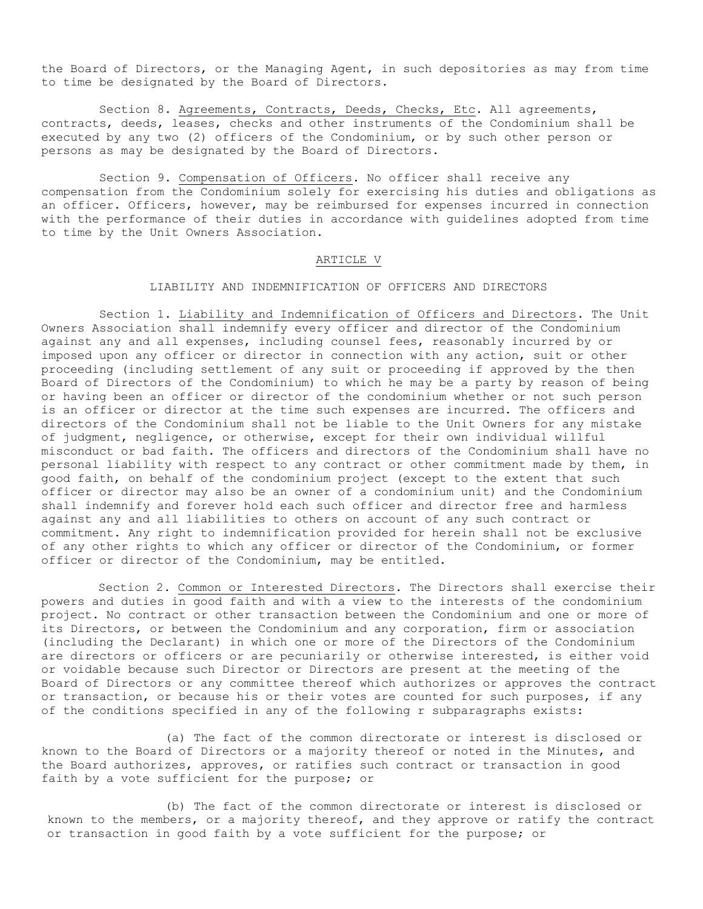the Board of Directors, or the Managing Agent, in such depositories as may from time to time be designated by the Board of Directors.

Section 8. Agreements, Contracts, Deeds, Checks, Etc. All agreements, contracts, deeds, leases, checks and other instruments of the Condominium shall be executed by any two (2) officers of the Condominium, or by such other person or persons as may be designated by the Board of Directors.

Section 9. Compensation of Officers. No officer shall receive any compensation from the Condominium solely for exercising his duties and obligations as an officer. Officers, however, may be reimbursed for expenses incurred in connection with the performance of their duties in accordance with guidelines adopted from time to time by the Unit Owners Association.

## ARTICLE V

### LIABILITY AND INDEMNIFICATION OF OFFICERS AND DIRECTORS

Section 1. Liability and Indemnification of Officers and Directors. The Unit Owners Association shall indemnify every officer and director of the Condominium against any and all expenses, including counsel fees, reasonably incurred by or imposed upon any officer or director in connection with any action, suit or other proceeding (including settlement of any suit or proceeding if approved by the then Board of Directors of the Condominium) to which he may be a party by reason of being or having been an officer or director of the condominium whether or not such person is an officer or director at the time such expenses are incurred. The officers and directors of the Condominium shall not be liable to the Unit Owners for any mistake of judgment, negligence, or otherwise, except for their own individual willful misconduct or bad faith. The officers and directors of the Condominium shall have no personal liability with respect to any contract or other commitment made by them, in good faith, on behalf of the condominium project (except to the extent that such officer or director may also be an owner of a condominium unit) and the Condominium shall indemnify and forever hold each such officer and director free and harmless against any and all liabilities to others on account of any such contract or commitment. Any right to indemnification provided for herein shall not be exclusive of any other rights to which any officer or director of the Condominium, or former officer or director of the Condominium, may be entitled.

Section 2. Common or Interested Directors. The Directors shall exercise their powers and duties in good faith and with a view to the interests of the condominium project. No contract or other transaction between the Condominium and one or more of its Directors, or between the Condominium and any corporation, firm or association (including the Declarant) in which one or more of the Directors of the Condominium are directors or officers or are pecuniarily or otherwise interested, is either void or voidable because such Director or Directors are present at the meeting of the Board of Directors or any committee thereof which authorizes or approves the contract or transaction, or because his or their votes are counted for such purposes, if any of the conditions specified in any of the following r subparagraphs exists:

(a) The fact of the common directorate or interest is disclosed or known to the Board of Directors or a majority thereof or noted in the Minutes, and the Board authorizes, approves, or ratifies such contract or transaction in good faith by a vote sufficient for the purpose; or

(b) The fact of the common directorate or interest is disclosed or known to the members, or a majority thereof, and they approve or ratify the contract or transaction in good faith by a vote sufficient for the purpose; or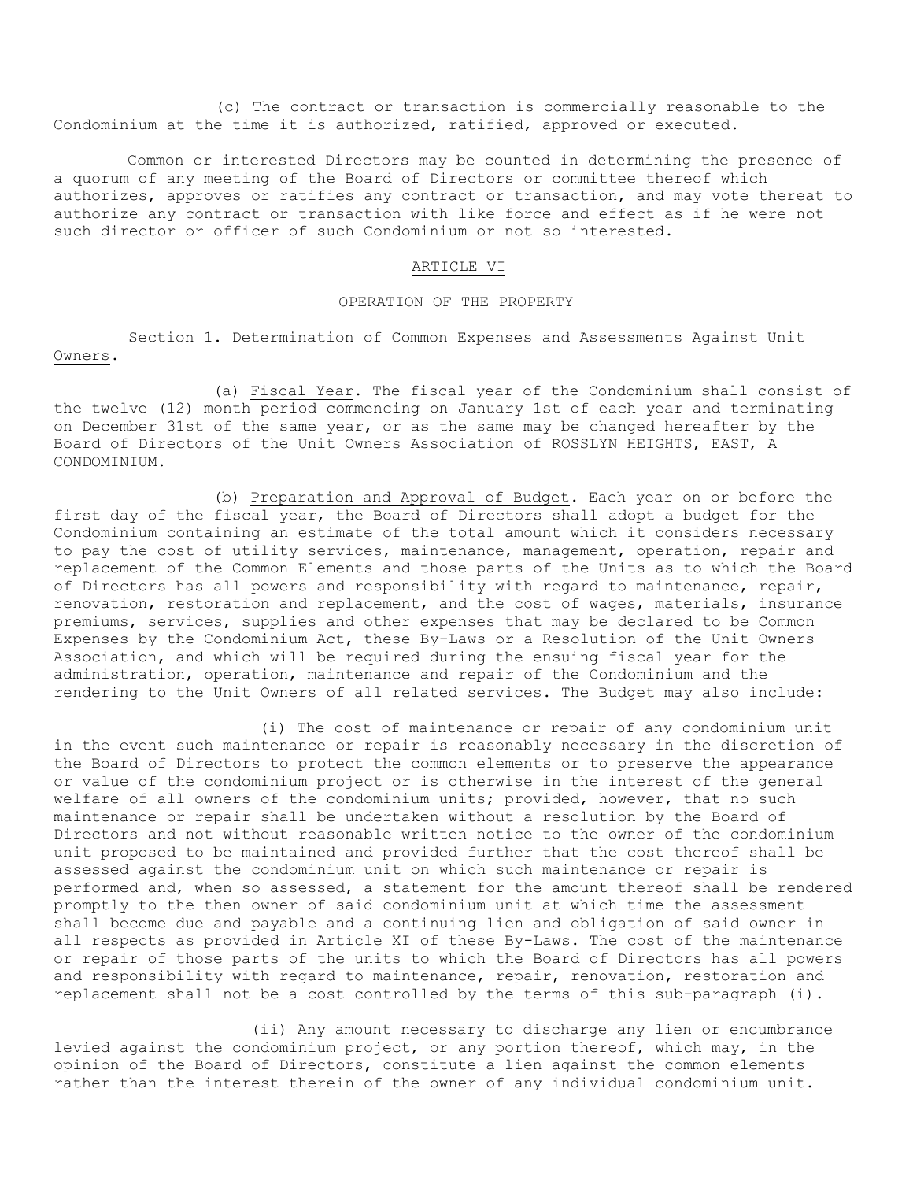(c) The contract or transaction is commercially reasonable to the Condominium at the time it is authorized, ratified, approved or executed.

Common or interested Directors may be counted in determining the presence of a quorum of any meeting of the Board of Directors or committee thereof which authorizes, approves or ratifies any contract or transaction, and may vote thereat to authorize any contract or transaction with like force and effect as if he were not such director or officer of such Condominium or not so interested.

## ARTICLE VI

## OPERATION OF THE PROPERTY

Section 1. Determination of Common Expenses and Assessments Against Unit Owners.

(a) Fiscal Year. The fiscal year of the Condominium shall consist of the twelve (12) month period commencing on January 1st of each year and terminating on December 31st of the same year, or as the same may be changed hereafter by the Board of Directors of the Unit Owners Association of ROSSLYN HEIGHTS, EAST, A CONDOMINIUM.

(b) Preparation and Approval of Budget. Each year on or before the first day of the fiscal year, the Board of Directors shall adopt a budget for the Condominium containing an estimate of the total amount which it considers necessary to pay the cost of utility services, maintenance, management, operation, repair and replacement of the Common Elements and those parts of the Units as to which the Board of Directors has all powers and responsibility with regard to maintenance, repair, renovation, restoration and replacement, and the cost of wages, materials, insurance premiums, services, supplies and other expenses that may be declared to be Common Expenses by the Condominium Act, these By-Laws or a Resolution of the Unit Owners Association, and which will be required during the ensuing fiscal year for the administration, operation, maintenance and repair of the Condominium and the rendering to the Unit Owners of all related services. The Budget may also include:

(i) The cost of maintenance or repair of any condominium unit in the event such maintenance or repair is reasonably necessary in the discretion of the Board of Directors to protect the common elements or to preserve the appearance or value of the condominium project or is otherwise in the interest of the general welfare of all owners of the condominium units; provided, however, that no such maintenance or repair shall be undertaken without a resolution by the Board of Directors and not without reasonable written notice to the owner of the condominium unit proposed to be maintained and provided further that the cost thereof shall be assessed against the condominium unit on which such maintenance or repair is performed and, when so assessed, a statement for the amount thereof shall be rendered promptly to the then owner of said condominium unit at which time the assessment shall become due and payable and a continuing lien and obligation of said owner in all respects as provided in Article XI of these By-Laws. The cost of the maintenance or repair of those parts of the units to which the Board of Directors has all powers and responsibility with regard to maintenance, repair, renovation, restoration and replacement shall not be a cost controlled by the terms of this sub-paragraph (i).

(ii) Any amount necessary to discharge any lien or encumbrance levied against the condominium project, or any portion thereof, which may, in the opinion of the Board of Directors, constitute a lien against the common elements rather than the interest therein of the owner of any individual condominium unit.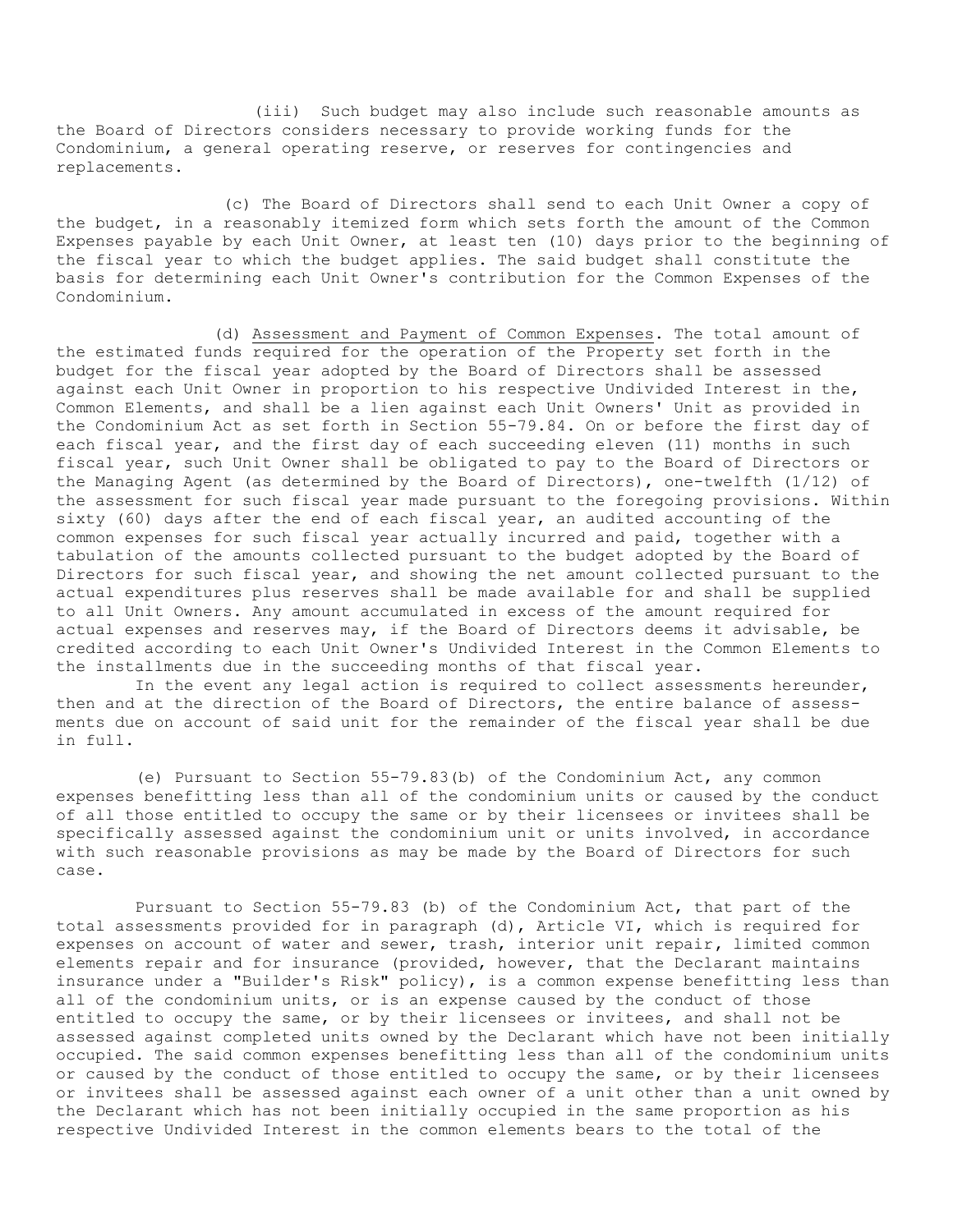(iii) Such budget may also include such reasonable amounts as the Board of Directors considers necessary to provide working funds for the Condominium, a general operating reserve, or reserves for contingencies and replacements.

(c) The Board of Directors shall send to each Unit Owner a copy of the budget, in a reasonably itemized form which sets forth the amount of the Common Expenses payable by each Unit Owner, at least ten (10) days prior to the beginning of the fiscal year to which the budget applies. The said budget shall constitute the basis for determining each Unit Owner's contribution for the Common Expenses of the Condominium.

(d) Assessment and Payment of Common Expenses. The total amount of the estimated funds required for the operation of the Property set forth in the budget for the fiscal year adopted by the Board of Directors shall be assessed against each Unit Owner in proportion to his respective Undivided Interest in the, Common Elements, and shall be a lien against each Unit Owners' Unit as provided in the Condominium Act as set forth in Section 55-79.84. On or before the first day of each fiscal year, and the first day of each succeeding eleven (11) months in such fiscal year, such Unit Owner shall be obligated to pay to the Board of Directors or the Managing Agent (as determined by the Board of Directors), one-twelfth (1/12) of the assessment for such fiscal year made pursuant to the foregoing provisions. Within sixty (60) days after the end of each fiscal year, an audited accounting of the common expenses for such fiscal year actually incurred and paid, together with a tabulation of the amounts collected pursuant to the budget adopted by the Board of Directors for such fiscal year, and showing the net amount collected pursuant to the actual expenditures plus reserves shall be made available for and shall be supplied to all Unit Owners. Any amount accumulated in excess of the amount required for actual expenses and reserves may, if the Board of Directors deems it advisable, be credited according to each Unit Owner's Undivided Interest in the Common Elements to the installments due in the succeeding months of that fiscal year.

In the event any legal action is required to collect assessments hereunder, then and at the direction of the Board of Directors, the entire balance of assessments due on account of said unit for the remainder of the fiscal year shall be due in full.

(e) Pursuant to Section 55-79.83(b) of the Condominium Act, any common expenses benefitting less than all of the condominium units or caused by the conduct of all those entitled to occupy the same or by their licensees or invitees shall be specifically assessed against the condominium unit or units involved, in accordance with such reasonable provisions as may be made by the Board of Directors for such case.

Pursuant to Section 55-79.83 (b) of the Condominium Act, that part of the total assessments provided for in paragraph (d), Article VI, which is required for expenses on account of water and sewer, trash, interior unit repair, limited common elements repair and for insurance (provided, however, that the Declarant maintains insurance under a "Builder's Risk" policy), is a common expense benefitting less than all of the condominium units, or is an expense caused by the conduct of those entitled to occupy the same, or by their licensees or invitees, and shall not be assessed against completed units owned by the Declarant which have not been initially occupied. The said common expenses benefitting less than all of the condominium units or caused by the conduct of those entitled to occupy the same, or by their licensees or invitees shall be assessed against each owner of a unit other than a unit owned by the Declarant which has not been initially occupied in the same proportion as his respective Undivided Interest in the common elements bears to the total of the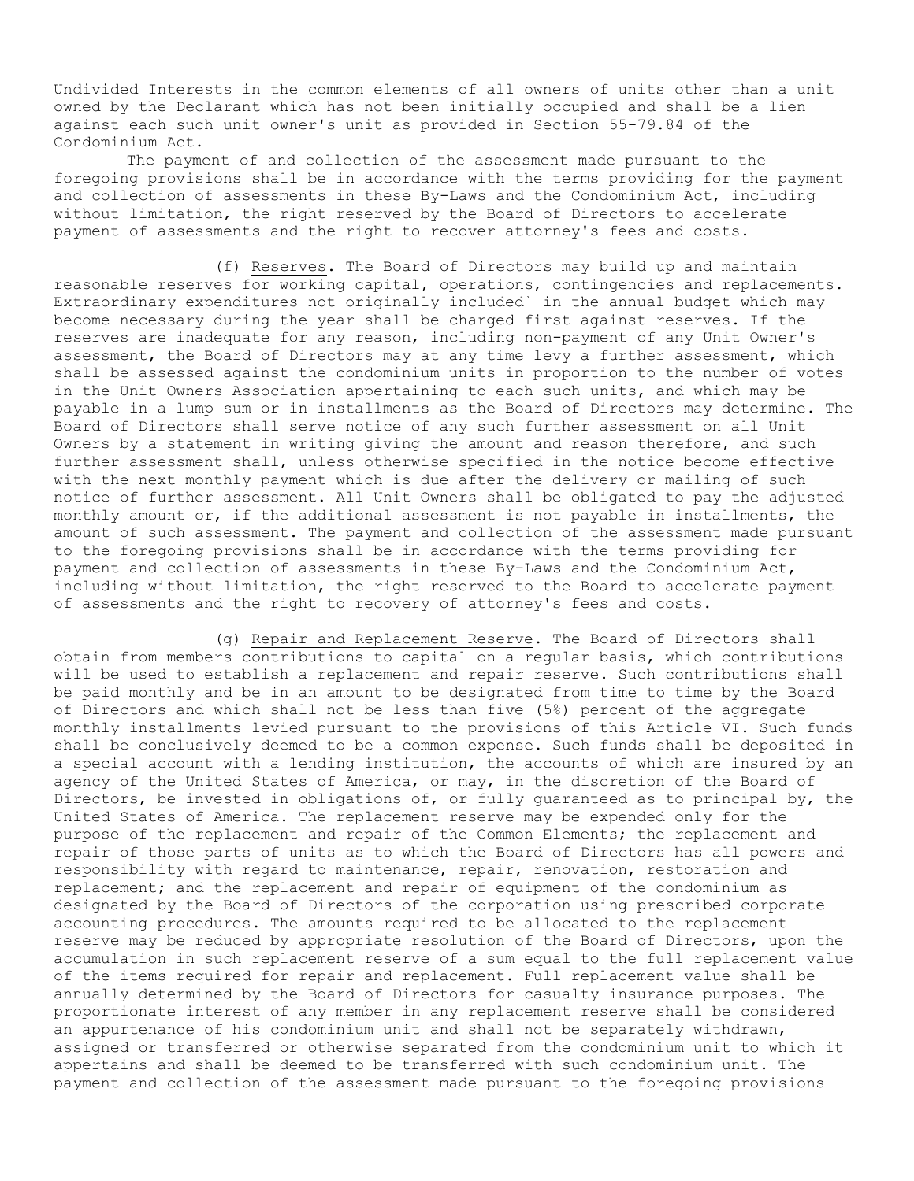Undivided Interests in the common elements of all owners of units other than a unit owned by the Declarant which has not been initially occupied and shall be a lien against each such unit owner's unit as provided in Section 55-79.84 of the Condominium Act.

The payment of and collection of the assessment made pursuant to the foregoing provisions shall be in accordance with the terms providing for the payment and collection of assessments in these By-Laws and the Condominium Act, including without limitation, the right reserved by the Board of Directors to accelerate payment of assessments and the right to recover attorney's fees and costs.

(f) Reserves. The Board of Directors may build up and maintain reasonable reserves for working capital, operations, contingencies and replacements. Extraordinary expenditures not originally included` in the annual budget which may become necessary during the year shall be charged first against reserves. If the reserves are inadequate for any reason, including non-payment of any Unit Owner's assessment, the Board of Directors may at any time levy a further assessment, which shall be assessed against the condominium units in proportion to the number of votes in the Unit Owners Association appertaining to each such units, and which may be payable in a lump sum or in installments as the Board of Directors may determine. The Board of Directors shall serve notice of any such further assessment on all Unit Owners by a statement in writing giving the amount and reason therefore, and such further assessment shall, unless otherwise specified in the notice become effective with the next monthly payment which is due after the delivery or mailing of such notice of further assessment. All Unit Owners shall be obligated to pay the adjusted monthly amount or, if the additional assessment is not payable in installments, the amount of such assessment. The payment and collection of the assessment made pursuant to the foregoing provisions shall be in accordance with the terms providing for payment and collection of assessments in these By-Laws and the Condominium Act, including without limitation, the right reserved to the Board to accelerate payment of assessments and the right to recovery of attorney's fees and costs.

(g) Repair and Replacement Reserve. The Board of Directors shall obtain from members contributions to capital on a regular basis, which contributions will be used to establish a replacement and repair reserve. Such contributions shall be paid monthly and be in an amount to be designated from time to time by the Board of Directors and which shall not be less than five (5%) percent of the aggregate monthly installments levied pursuant to the provisions of this Article VI. Such funds shall be conclusively deemed to be a common expense. Such funds shall be deposited in a special account with a lending institution, the accounts of which are insured by an agency of the United States of America, or may, in the discretion of the Board of Directors, be invested in obligations of, or fully guaranteed as to principal by, the United States of America. The replacement reserve may be expended only for the purpose of the replacement and repair of the Common Elements; the replacement and repair of those parts of units as to which the Board of Directors has all powers and responsibility with regard to maintenance, repair, renovation, restoration and replacement; and the replacement and repair of equipment of the condominium as designated by the Board of Directors of the corporation using prescribed corporate accounting procedures. The amounts required to be allocated to the replacement reserve may be reduced by appropriate resolution of the Board of Directors, upon the accumulation in such replacement reserve of a sum equal to the full replacement value of the items required for repair and replacement. Full replacement value shall be annually determined by the Board of Directors for casualty insurance purposes. The proportionate interest of any member in any replacement reserve shall be considered an appurtenance of his condominium unit and shall not be separately withdrawn, assigned or transferred or otherwise separated from the condominium unit to which it appertains and shall be deemed to be transferred with such condominium unit. The payment and collection of the assessment made pursuant to the foregoing provisions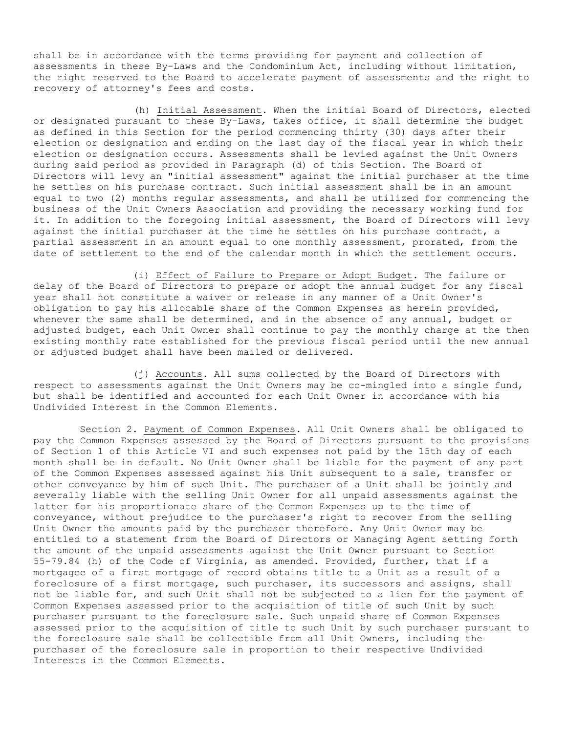shall be in accordance with the terms providing for payment and collection of assessments in these By-Laws and the Condominium Act, including without limitation, the right reserved to the Board to accelerate payment of assessments and the right to recovery of attorney's fees and costs.

(h) Initial Assessment. When the initial Board of Directors, elected or designated pursuant to these By-Laws, takes office, it shall determine the budget as defined in this Section for the period commencing thirty (30) days after their election or designation and ending on the last day of the fiscal year in which their election or designation occurs. Assessments shall be levied against the Unit Owners during said period as provided in Paragraph (d) of this Section. The Board of Directors will levy an "initial assessment" against the initial purchaser at the time he settles on his purchase contract. Such initial assessment shall be in an amount equal to two (2) months regular assessments, and shall be utilized for commencing the business of the Unit Owners Association and providing the necessary working fund for it. In addition to the foregoing initial assessment, the Board of Directors will levy against the initial purchaser at the time he settles on his purchase contract, a partial assessment in an amount equal to one monthly assessment, prorated, from the date of settlement to the end of the calendar month in which the settlement occurs.

(i) Effect of Failure to Prepare or Adopt Budget. The failure or delay of the Board of Directors to prepare or adopt the annual budget for any fiscal year shall not constitute a waiver or release in any manner of a Unit Owner's obligation to pay his allocable share of the Common Expenses as herein provided, whenever the same shall be determined, and in the absence of any annual, budget or adjusted budget, each Unit Owner shall continue to pay the monthly charge at the then existing monthly rate established for the previous fiscal period until the new annual or adjusted budget shall have been mailed or delivered.

(j) Accounts. All sums collected by the Board of Directors with respect to assessments against the Unit Owners may be co-mingled into a single fund, but shall be identified and accounted for each Unit Owner in accordance with his Undivided Interest in the Common Elements.

Section 2. Payment of Common Expenses. All Unit Owners shall be obligated to pay the Common Expenses assessed by the Board of Directors pursuant to the provisions of Section 1 of this Article VI and such expenses not paid by the 15th day of each month shall be in default. No Unit Owner shall be liable for the payment of any part of the Common Expenses assessed against his Unit subsequent to a sale, transfer or other conveyance by him of such Unit. The purchaser of a Unit shall be jointly and severally liable with the selling Unit Owner for all unpaid assessments against the latter for his proportionate share of the Common Expenses up to the time of conveyance, without prejudice to the purchaser's right to recover from the selling Unit Owner the amounts paid by the purchaser therefore. Any Unit Owner may be entitled to a statement from the Board of Directors or Managing Agent setting forth the amount of the unpaid assessments against the Unit Owner pursuant to Section 55-79.84 (h) of the Code of Virginia, as amended. Provided, further, that if a mortgagee of a first mortgage of record obtains title to a Unit as a result of a foreclosure of a first mortgage, such purchaser, its successors and assigns, shall not be liable for, and such Unit shall not be subjected to a lien for the payment of Common Expenses assessed prior to the acquisition of title of such Unit by such purchaser pursuant to the foreclosure sale. Such unpaid share of Common Expenses assessed prior to the acquisition of title to such Unit by such purchaser pursuant to the foreclosure sale shall be collectible from all Unit Owners, including the purchaser of the foreclosure sale in proportion to their respective Undivided Interests in the Common Elements.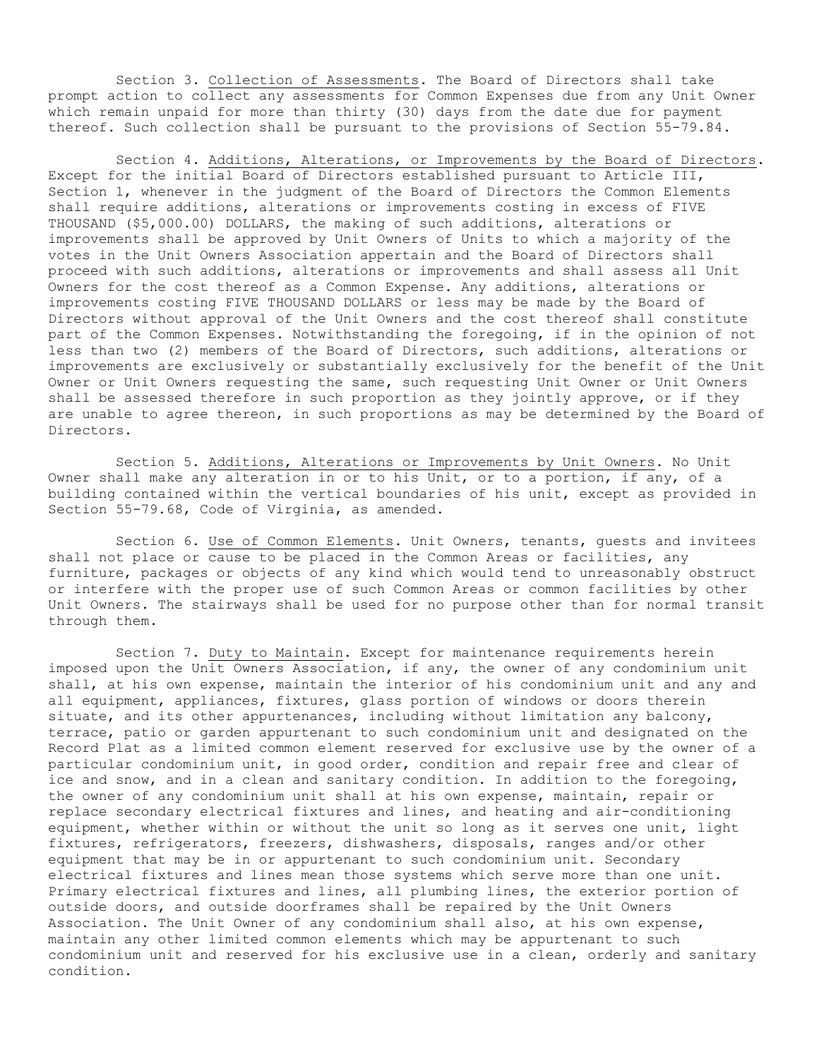Section 3. Collection of Assessments. The Board of Directors shall take prompt action to collect any assessments for Common Expenses due from any Unit Owner which remain unpaid for more than thirty (30) days from the date due for payment thereof. Such collection shall be pursuant to the provisions of Section 55-79.84.

Section 4. Additions, Alterations, or Improvements by the Board of Directors. Except for the initial Board of Directors established pursuant to Article III, Section 1, whenever in the judgment of the Board of Directors the Common Elements shall require additions, alterations or improvements costing in excess of FIVE THOUSAND ($5,000.00) DOLLARS, the making of such additions, alterations or improvements shall be approved by Unit Owners of Units to which a majority of the votes in the Unit Owners Association appertain and the Board of Directors shall proceed with such additions, alterations or improvements and shall assess all Unit Owners for the cost thereof as a Common Expense. Any additions, alterations or improvements costing FIVE THOUSAND DOLLARS or less may be made by the Board of Directors without approval of the Unit Owners and the cost thereof shall constitute part of the Common Expenses. Notwithstanding the foregoing, if in the opinion of not less than two (2) members of the Board of Directors, such additions, alterations or improvements are exclusively or substantially exclusively for the benefit of the Unit Owner or Unit Owners requesting the same, such requesting Unit Owner or Unit Owners shall be assessed therefore in such proportion as they jointly approve, or if they are unable to agree thereon, in such proportions as may be determined by the Board of Directors.

Section 5. Additions, Alterations or Improvements by Unit Owners. No Unit Owner shall make any alteration in or to his Unit, or to a portion, if any, of a building contained within the vertical boundaries of his unit, except as provided in Section 55-79.68, Code of Virginia, as amended.

Section 6. Use of Common Elements. Unit Owners, tenants, guests and invitees shall not place or cause to be placed in the Common Areas or facilities, any furniture, packages or objects of any kind which would tend to unreasonably obstruct or interfere with the proper use of such Common Areas or common facilities by other Unit Owners. The stairways shall be used for no purpose other than for normal transit through them.

Section 7. Duty to Maintain. Except for maintenance requirements herein imposed upon the Unit Owners Association, if any, the owner of any condominium unit shall, at his own expense, maintain the interior of his condominium unit and any and all equipment, appliances, fixtures, glass portion of windows or doors therein situate, and its other appurtenances, including without limitation any balcony, terrace, patio or garden appurtenant to such condominium unit and designated on the Record Plat as a limited common element reserved for exclusive use by the owner of a particular condominium unit, in good order, condition and repair free and clear of ice and snow, and in a clean and sanitary condition. In addition to the foregoing, the owner of any condominium unit shall at his own expense, maintain, repair or replace secondary electrical fixtures and lines, and heating and air-conditioning equipment, whether within or without the unit so long as it serves one unit, light fixtures, refrigerators, freezers, dishwashers, disposals, ranges and/or other equipment that may be in or appurtenant to such condominium unit. Secondary electrical fixtures and lines mean those systems which serve more than one unit. Primary electrical fixtures and lines, all plumbing lines, the exterior portion of outside doors, and outside doorframes shall be repaired by the Unit Owners Association. The Unit Owner of any condominium shall also, at his own expense, maintain any other limited common elements which may be appurtenant to such condominium unit and reserved for his exclusive use in a clean, orderly and sanitary condition.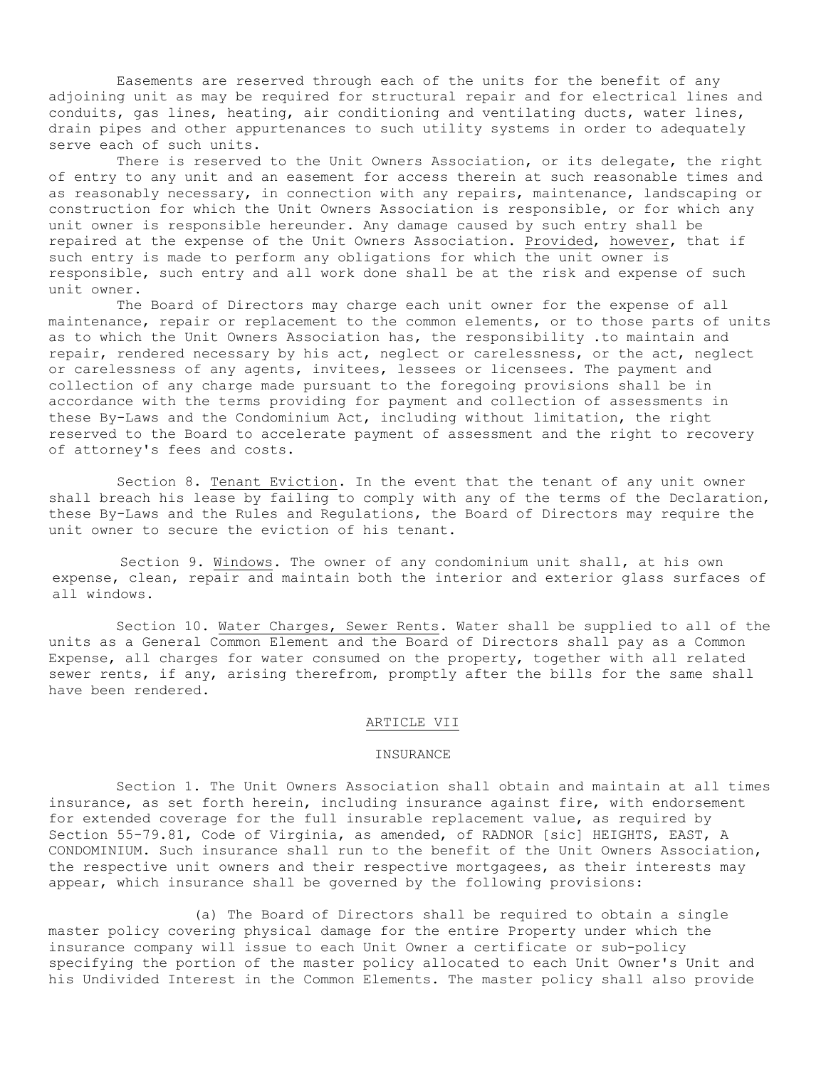Easements are reserved through each of the units for the benefit of any adjoining unit as may be required for structural repair and for electrical lines and conduits, gas lines, heating, air conditioning and ventilating ducts, water lines, drain pipes and other appurtenances to such utility systems in order to adequately serve each of such units.

There is reserved to the Unit Owners Association, or its delegate, the right of entry to any unit and an easement for access therein at such reasonable times and as reasonably necessary, in connection with any repairs, maintenance, landscaping or construction for which the Unit Owners Association is responsible, or for which any unit owner is responsible hereunder. Any damage caused by such entry shall be repaired at the expense of the Unit Owners Association. Provided, however, that if such entry is made to perform any obligations for which the unit owner is responsible, such entry and all work done shall be at the risk and expense of such unit owner.

The Board of Directors may charge each unit owner for the expense of all maintenance, repair or replacement to the common elements, or to those parts of units as to which the Unit Owners Association has, the responsibility .to maintain and repair, rendered necessary by his act, neglect or carelessness, or the act, neglect or carelessness of any agents, invitees, lessees or licensees. The payment and collection of any charge made pursuant to the foregoing provisions shall be in accordance with the terms providing for payment and collection of assessments in these By-Laws and the Condominium Act, including without limitation, the right reserved to the Board to accelerate payment of assessment and the right to recovery of attorney's fees and costs.

Section 8. Tenant Eviction. In the event that the tenant of any unit owner shall breach his lease by failing to comply with any of the terms of the Declaration, these By-Laws and the Rules and Regulations, the Board of Directors may require the unit owner to secure the eviction of his tenant.

Section 9. Windows. The owner of any condominium unit shall, at his own expense, clean, repair and maintain both the interior and exterior glass surfaces of all windows.

Section 10. Water Charges, Sewer Rents. Water shall be supplied to all of the units as a General Common Element and the Board of Directors shall pay as a Common Expense, all charges for water consumed on the property, together with all related sewer rents, if any, arising therefrom, promptly after the bills for the same shall have been rendered.

## ARTICLE VII

## INSURANCE

Section 1. The Unit Owners Association shall obtain and maintain at all times insurance, as set forth herein, including insurance against fire, with endorsement for extended coverage for the full insurable replacement value, as required by Section 55-79.81, Code of Virginia, as amended, of RADNOR [sic] HEIGHTS, EAST, A CONDOMINIUM. Such insurance shall run to the benefit of the Unit Owners Association, the respective unit owners and their respective mortgagees, as their interests may appear, which insurance shall be governed by the following provisions:

(a) The Board of Directors shall be required to obtain a single master policy covering physical damage for the entire Property under which the insurance company will issue to each Unit Owner a certificate or sub-policy specifying the portion of the master policy allocated to each Unit Owner's Unit and his Undivided Interest in the Common Elements. The master policy shall also provide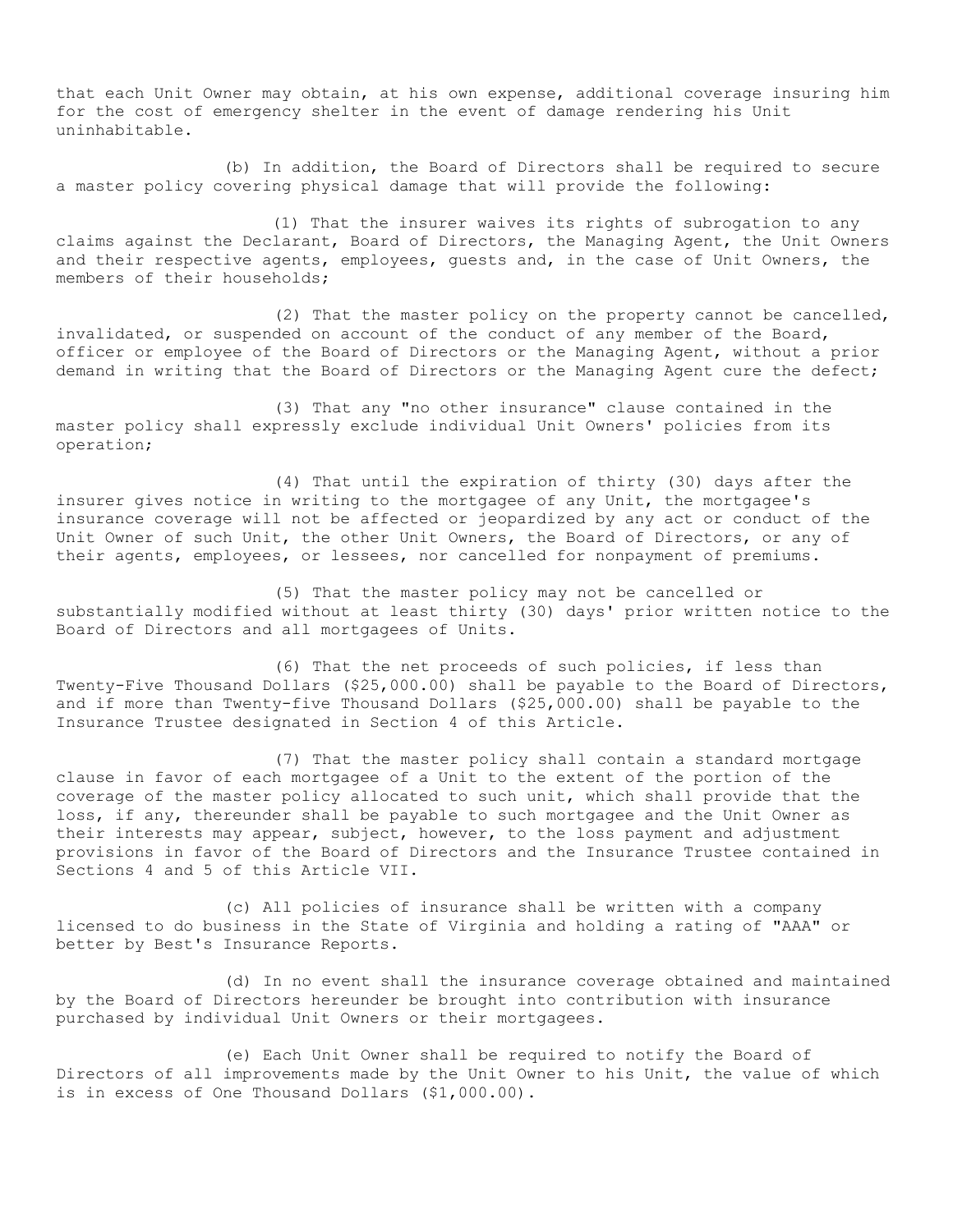that each Unit Owner may obtain, at his own expense, additional coverage insuring him for the cost of emergency shelter in the event of damage rendering his Unit uninhabitable.

(b) In addition, the Board of Directors shall be required to secure a master policy covering physical damage that will provide the following:

(1) That the insurer waives its rights of subrogation to any claims against the Declarant, Board of Directors, the Managing Agent, the Unit Owners and their respective agents, employees, guests and, in the case of Unit Owners, the members of their households;

(2) That the master policy on the property cannot be cancelled, invalidated, or suspended on account of the conduct of any member of the Board, officer or employee of the Board of Directors or the Managing Agent, without a prior demand in writing that the Board of Directors or the Managing Agent cure the defect;

(3) That any "no other insurance" clause contained in the master policy shall expressly exclude individual Unit Owners' policies from its operation;

(4) That until the expiration of thirty (30) days after the insurer gives notice in writing to the mortgagee of any Unit, the mortgagee's insurance coverage will not be affected or jeopardized by any act or conduct of the Unit Owner of such Unit, the other Unit Owners, the Board of Directors, or any of their agents, employees, or lessees, nor cancelled for nonpayment of premiums.

(5) That the master policy may not be cancelled or substantially modified without at least thirty (30) days' prior written notice to the Board of Directors and all mortgagees of Units.

(6) That the net proceeds of such policies, if less than Twenty-Five Thousand Dollars ($25,000.00) shall be payable to the Board of Directors, and if more than Twenty-five Thousand Dollars ($25,000.00) shall be payable to the Insurance Trustee designated in Section 4 of this Article.

(7) That the master policy shall contain a standard mortgage clause in favor of each mortgagee of a Unit to the extent of the portion of the coverage of the master policy allocated to such unit, which shall provide that the loss, if any, thereunder shall be payable to such mortgagee and the Unit Owner as their interests may appear, subject, however, to the loss payment and adjustment provisions in favor of the Board of Directors and the Insurance Trustee contained in Sections 4 and 5 of this Article VII.

(c) All policies of insurance shall be written with a company licensed to do business in the State of Virginia and holding a rating of "AAA" or better by Best's Insurance Reports.

(d) In no event shall the insurance coverage obtained and maintained by the Board of Directors hereunder be brought into contribution with insurance purchased by individual Unit Owners or their mortgagees.

(e) Each Unit Owner shall be required to notify the Board of Directors of all improvements made by the Unit Owner to his Unit, the value of which is in excess of One Thousand Dollars ($1,000.00).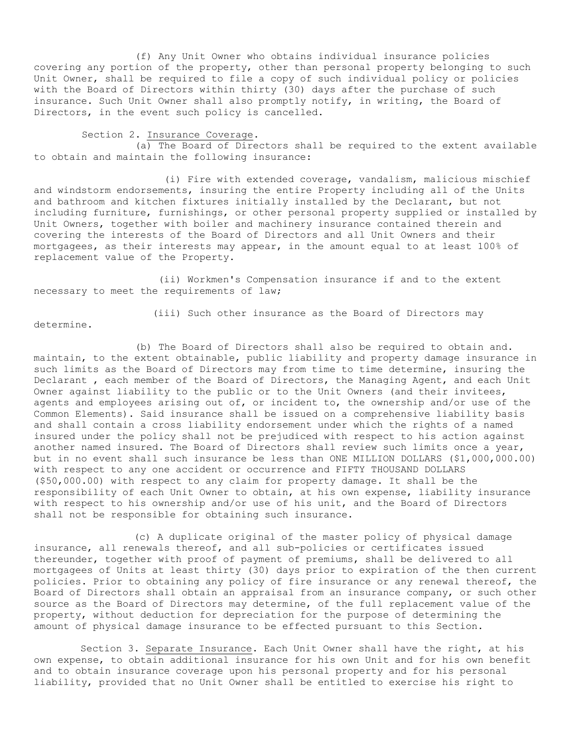(f) Any Unit Owner who obtains individual insurance policies covering any portion of the property, other than personal property belonging to such Unit Owner, shall be required to file a copy of such individual policy or policies with the Board of Directors within thirty (30) days after the purchase of such insurance. Such Unit Owner shall also promptly notify, in writing, the Board of Directors, in the event such policy is cancelled.

Section 2. Insurance Coverage.

(a) The Board of Directors shall be required to the extent available to obtain and maintain the following insurance:

(i) Fire with extended coverage, vandalism, malicious mischief and windstorm endorsements, insuring the entire Property including all of the Units and bathroom and kitchen fixtures initially installed by the Declarant, but not including furniture, furnishings, or other personal property supplied or installed by Unit Owners, together with boiler and machinery insurance contained therein and covering the interests of the Board of Directors and all Unit Owners and their mortgagees, as their interests may appear, in the amount equal to at least 100% of replacement value of the Property.

(ii) Workmen's Compensation insurance if and to the extent necessary to meet the requirements of law;

(iii) Such other insurance as the Board of Directors may determine.

(b) The Board of Directors shall also be required to obtain and. maintain, to the extent obtainable, public liability and property damage insurance in such limits as the Board of Directors may from time to time determine, insuring the Declarant , each member of the Board of Directors, the Managing Agent, and each Unit Owner against liability to the public or to the Unit Owners (and their invitees, agents and employees arising out of, or incident to, the ownership and/or use of the Common Elements). Said insurance shall be issued on a comprehensive liability basis and shall contain a cross liability endorsement under which the rights of a named insured under the policy shall not be prejudiced with respect to his action against another named insured. The Board of Directors shall review such limits once a year, but in no event shall such insurance be less than ONE MILLION DOLLARS ($1,000,000.00) with respect to any one accident or occurrence and FIFTY THOUSAND DOLLARS ($50,000.00) with respect to any claim for property damage. It shall be the responsibility of each Unit Owner to obtain, at his own expense, liability insurance with respect to his ownership and/or use of his unit, and the Board of Directors shall not be responsible for obtaining such insurance.

(c) A duplicate original of the master policy of physical damage insurance, all renewals thereof, and all sub-policies or certificates issued thereunder, together with proof of payment of premiums, shall be delivered to all mortgagees of Units at least thirty (30) days prior to expiration of the then current policies. Prior to obtaining any policy of fire insurance or any renewal thereof, the Board of Directors shall obtain an appraisal from an insurance company, or such other source as the Board of Directors may determine, of the full replacement value of the property, without deduction for depreciation for the purpose of determining the amount of physical damage insurance to be effected pursuant to this Section.

Section 3. Separate Insurance. Each Unit Owner shall have the right, at his own expense, to obtain additional insurance for his own Unit and for his own benefit and to obtain insurance coverage upon his personal property and for his personal liability, provided that no Unit Owner shall be entitled to exercise his right to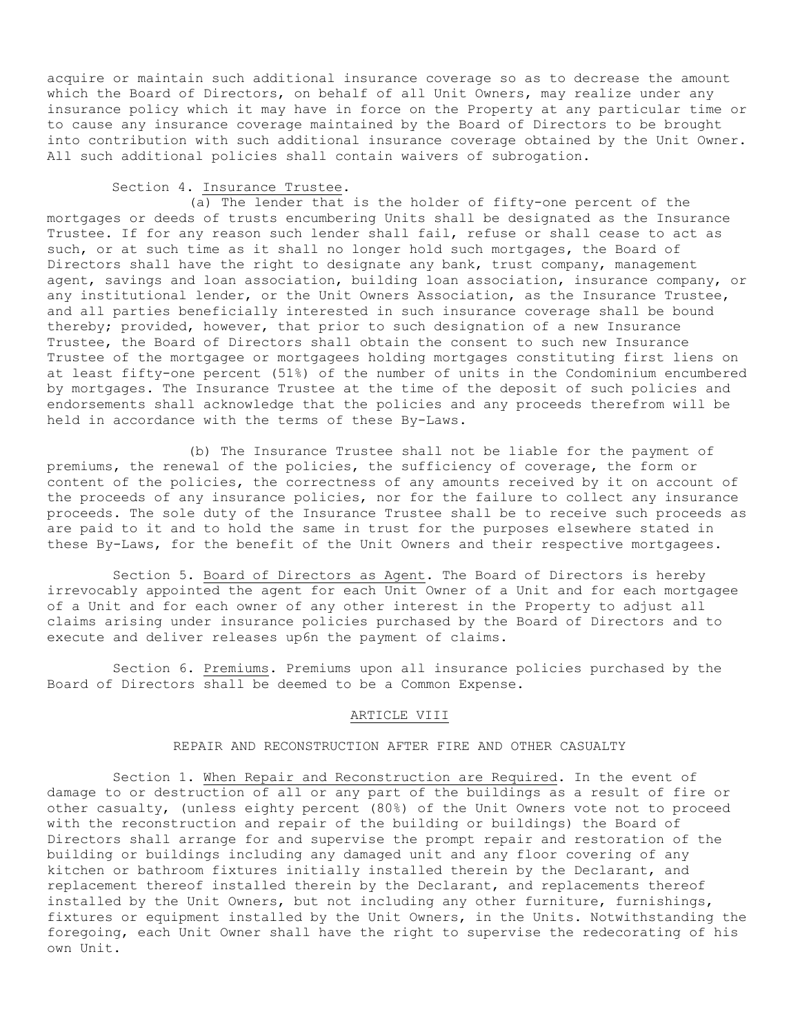acquire or maintain such additional insurance coverage so as to decrease the amount which the Board of Directors, on behalf of all Unit Owners, may realize under any insurance policy which it may have in force on the Property at any particular time or to cause any insurance coverage maintained by the Board of Directors to be brought into contribution with such additional insurance coverage obtained by the Unit Owner. All such additional policies shall contain waivers of subrogation.

Section 4. Insurance Trustee.

(a) The lender that is the holder of fifty-one percent of the mortgages or deeds of trusts encumbering Units shall be designated as the Insurance Trustee. If for any reason such lender shall fail, refuse or shall cease to act as such, or at such time as it shall no longer hold such mortgages, the Board of Directors shall have the right to designate any bank, trust company, management agent, savings and loan association, building loan association, insurance company, or any institutional lender, or the Unit Owners Association, as the Insurance Trustee, and all parties beneficially interested in such insurance coverage shall be bound thereby; provided, however, that prior to such designation of a new Insurance Trustee, the Board of Directors shall obtain the consent to such new Insurance Trustee of the mortgagee or mortgagees holding mortgages constituting first liens on at least fifty-one percent (51%) of the number of units in the Condominium encumbered by mortgages. The Insurance Trustee at the time of the deposit of such policies and endorsements shall acknowledge that the policies and any proceeds therefrom will be held in accordance with the terms of these By-Laws.

(b) The Insurance Trustee shall not be liable for the payment of premiums, the renewal of the policies, the sufficiency of coverage, the form or content of the policies, the correctness of any amounts received by it on account of the proceeds of any insurance policies, nor for the failure to collect any insurance proceeds. The sole duty of the Insurance Trustee shall be to receive such proceeds as are paid to it and to hold the same in trust for the purposes elsewhere stated in these By-Laws, for the benefit of the Unit Owners and their respective mortgagees.

Section 5. Board of Directors as Agent. The Board of Directors is hereby irrevocably appointed the agent for each Unit Owner of a Unit and for each mortgagee of a Unit and for each owner of any other interest in the Property to adjust all claims arising under insurance policies purchased by the Board of Directors and to execute and deliver releases up6n the payment of claims.

Section 6. Premiums. Premiums upon all insurance policies purchased by the Board of Directors shall be deemed to be a Common Expense.

## ARTICLE VIII

## REPAIR AND RECONSTRUCTION AFTER FIRE AND OTHER CASUALTY

Section 1. When Repair and Reconstruction are Required. In the event of damage to or destruction of all or any part of the buildings as a result of fire or other casualty, (unless eighty percent (80%) of the Unit Owners vote not to proceed with the reconstruction and repair of the building or buildings) the Board of Directors shall arrange for and supervise the prompt repair and restoration of the building or buildings including any damaged unit and any floor covering of any kitchen or bathroom fixtures initially installed therein by the Declarant, and replacement thereof installed therein by the Declarant, and replacements thereof installed by the Unit Owners, but not including any other furniture, furnishings, fixtures or equipment installed by the Unit Owners, in the Units. Notwithstanding the foregoing, each Unit Owner shall have the right to supervise the redecorating of his own Unit.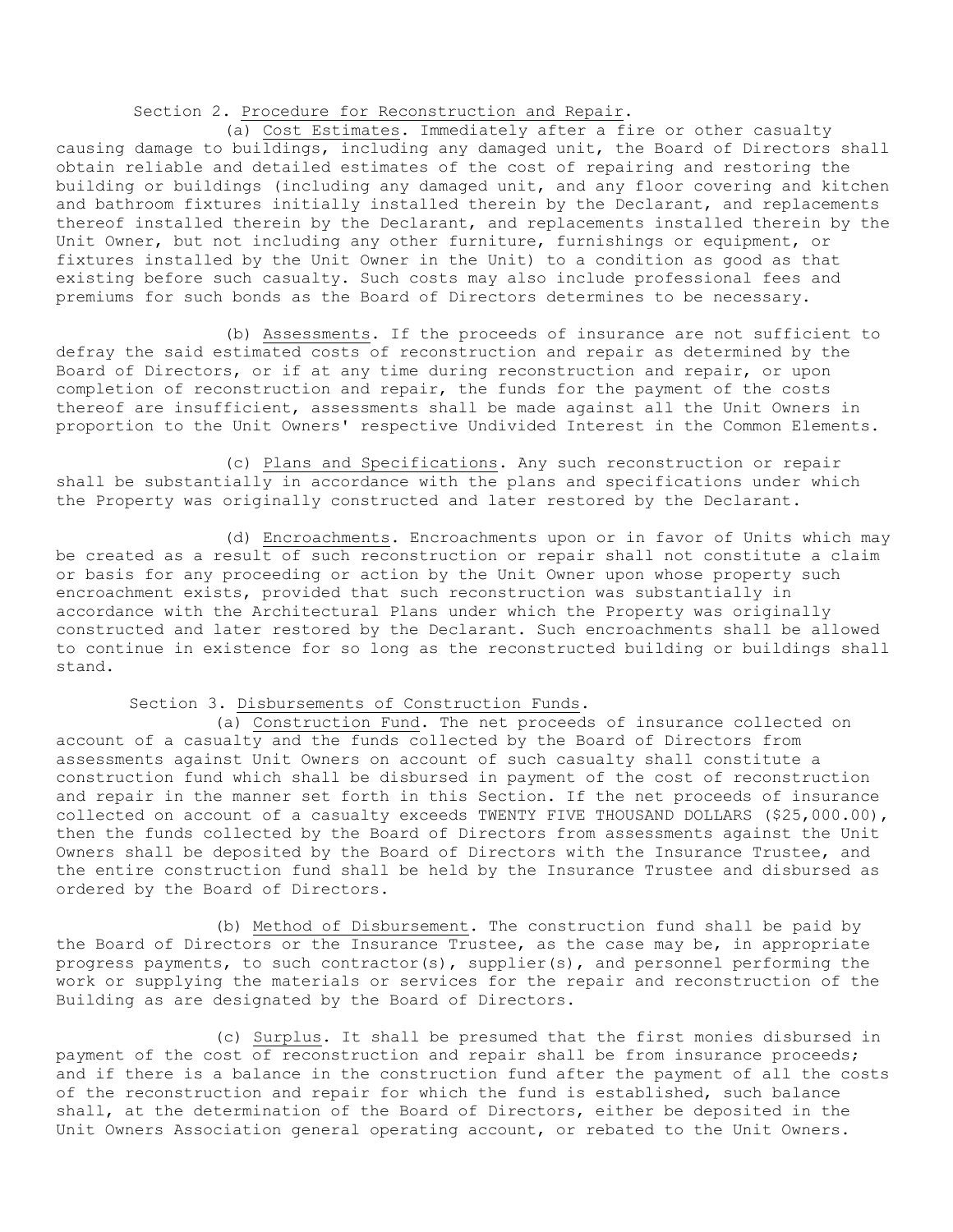Section 2. Procedure for Reconstruction and Repair.

(a) Cost Estimates. Immediately after a fire or other casualty causing damage to buildings, including any damaged unit, the Board of Directors shall obtain reliable and detailed estimates of the cost of repairing and restoring the building or buildings (including any damaged unit, and any floor covering and kitchen and bathroom fixtures initially installed therein by the Declarant, and replacements thereof installed therein by the Declarant, and replacements installed therein by the Unit Owner, but not including any other furniture, furnishings or equipment, or fixtures installed by the Unit Owner in the Unit) to a condition as good as that existing before such casualty. Such costs may also include professional fees and premiums for such bonds as the Board of Directors determines to be necessary.

(b) Assessments. If the proceeds of insurance are not sufficient to defray the said estimated costs of reconstruction and repair as determined by the Board of Directors, or if at any time during reconstruction and repair, or upon completion of reconstruction and repair, the funds for the payment of the costs thereof are insufficient, assessments shall be made against all the Unit Owners in proportion to the Unit Owners' respective Undivided Interest in the Common Elements.

(c) Plans and Specifications. Any such reconstruction or repair shall be substantially in accordance with the plans and specifications under which the Property was originally constructed and later restored by the Declarant.

(d) Encroachments. Encroachments upon or in favor of Units which may be created as a result of such reconstruction or repair shall not constitute a claim or basis for any proceeding or action by the Unit Owner upon whose property such encroachment exists, provided that such reconstruction was substantially in accordance with the Architectural Plans under which the Property was originally constructed and later restored by the Declarant. Such encroachments shall be allowed to continue in existence for so long as the reconstructed building or buildings shall stand.

Section 3. Disbursements of Construction Funds.

(a) Construction Fund. The net proceeds of insurance collected on account of a casualty and the funds collected by the Board of Directors from assessments against Unit Owners on account of such casualty shall constitute a construction fund which shall be disbursed in payment of the cost of reconstruction and repair in the manner set forth in this Section. If the net proceeds of insurance collected on account of a casualty exceeds TWENTY FIVE THOUSAND DOLLARS ($25,000.00), then the funds collected by the Board of Directors from assessments against the Unit Owners shall be deposited by the Board of Directors with the Insurance Trustee, and the entire construction fund shall be held by the Insurance Trustee and disbursed as ordered by the Board of Directors.

(b) Method of Disbursement. The construction fund shall be paid by the Board of Directors or the Insurance Trustee, as the case may be, in appropriate progress payments, to such contractor(s), supplier(s), and personnel performing the work or supplying the materials or services for the repair and reconstruction of the Building as are designated by the Board of Directors.

(c) Surplus. It shall be presumed that the first monies disbursed in payment of the cost of reconstruction and repair shall be from insurance proceeds; and if there is a balance in the construction fund after the payment of all the costs of the reconstruction and repair for which the fund is established, such balance shall, at the determination of the Board of Directors, either be deposited in the Unit Owners Association general operating account, or rebated to the Unit Owners.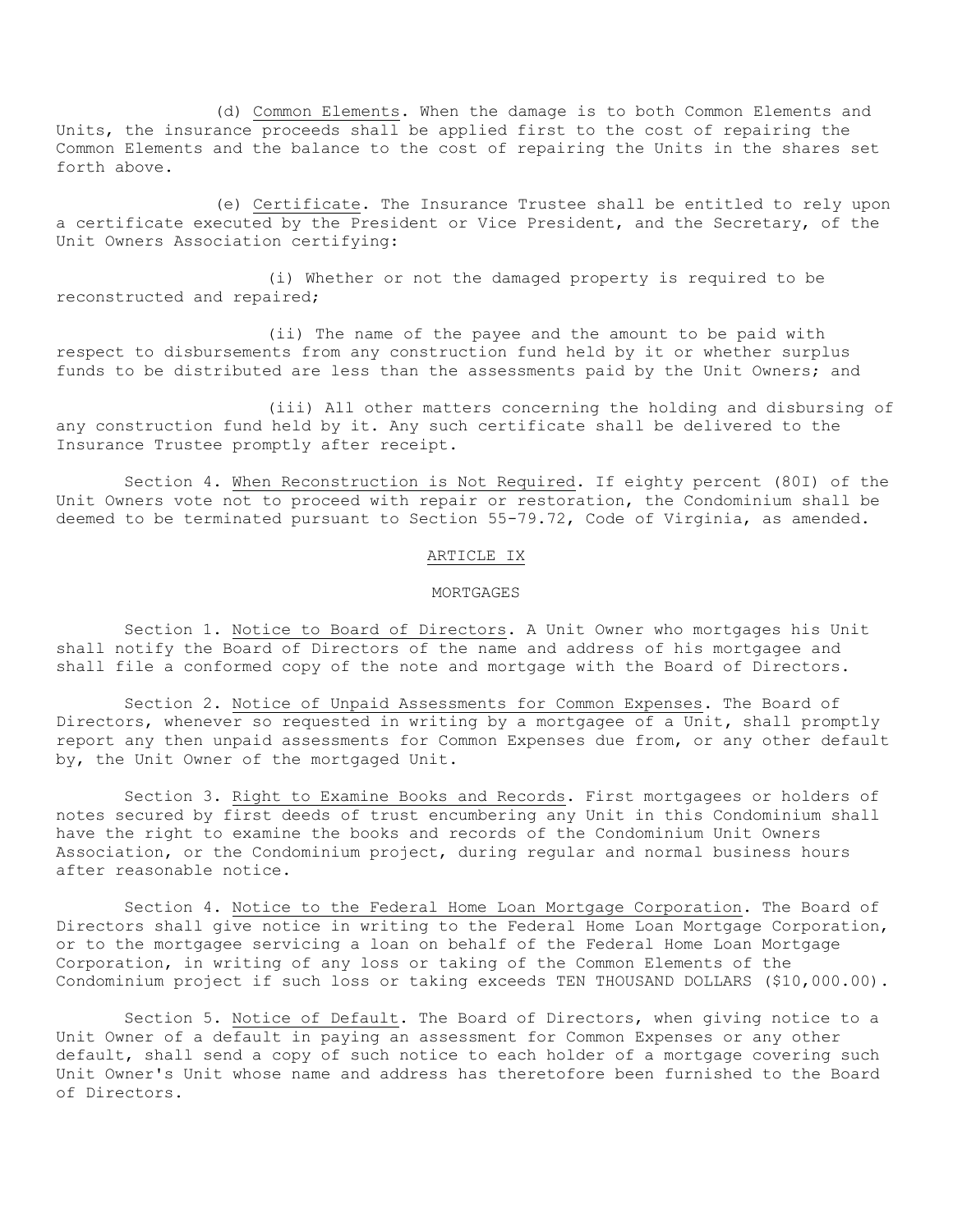(d) Common Elements. When the damage is to both Common Elements and Units, the insurance proceeds shall be applied first to the cost of repairing the Common Elements and the balance to the cost of repairing the Units in the shares set forth above.

(e) Certificate. The Insurance Trustee shall be entitled to rely upon a certificate executed by the President or Vice President, and the Secretary, of the Unit Owners Association certifying:

(i) Whether or not the damaged property is required to be reconstructed and repaired;

(ii) The name of the payee and the amount to be paid with respect to disbursements from any construction fund held by it or whether surplus funds to be distributed are less than the assessments paid by the Unit Owners; and

(iii) All other matters concerning the holding and disbursing of any construction fund held by it. Any such certificate shall be delivered to the Insurance Trustee promptly after receipt.

Section 4. When Reconstruction is Not Required. If eighty percent (80I) of the Unit Owners vote not to proceed with repair or restoration, the Condominium shall be deemed to be terminated pursuant to Section 55-79.72, Code of Virginia, as amended.

## ARTICLE IX

## MORTGAGES

Section 1. Notice to Board of Directors. A Unit Owner who mortgages his Unit shall notify the Board of Directors of the name and address of his mortgagee and shall file a conformed copy of the note and mortgage with the Board of Directors.

Section 2. Notice of Unpaid Assessments for Common Expenses. The Board of Directors, whenever so requested in writing by a mortgagee of a Unit, shall promptly report any then unpaid assessments for Common Expenses due from, or any other default by, the Unit Owner of the mortgaged Unit.

Section 3. Right to Examine Books and Records. First mortgagees or holders of notes secured by first deeds of trust encumbering any Unit in this Condominium shall have the right to examine the books and records of the Condominium Unit Owners Association, or the Condominium project, during regular and normal business hours after reasonable notice.

Section 4. Notice to the Federal Home Loan Mortgage Corporation. The Board of Directors shall give notice in writing to the Federal Home Loan Mortgage Corporation, or to the mortgagee servicing a loan on behalf of the Federal Home Loan Mortgage Corporation, in writing of any loss or taking of the Common Elements of the Condominium project if such loss or taking exceeds TEN THOUSAND DOLLARS ($10,000.00).

Section 5. Notice of Default. The Board of Directors, when giving notice to a Unit Owner of a default in paying an assessment for Common Expenses or any other default, shall send a copy of such notice to each holder of a mortgage covering such Unit Owner's Unit whose name and address has theretofore been furnished to the Board of Directors.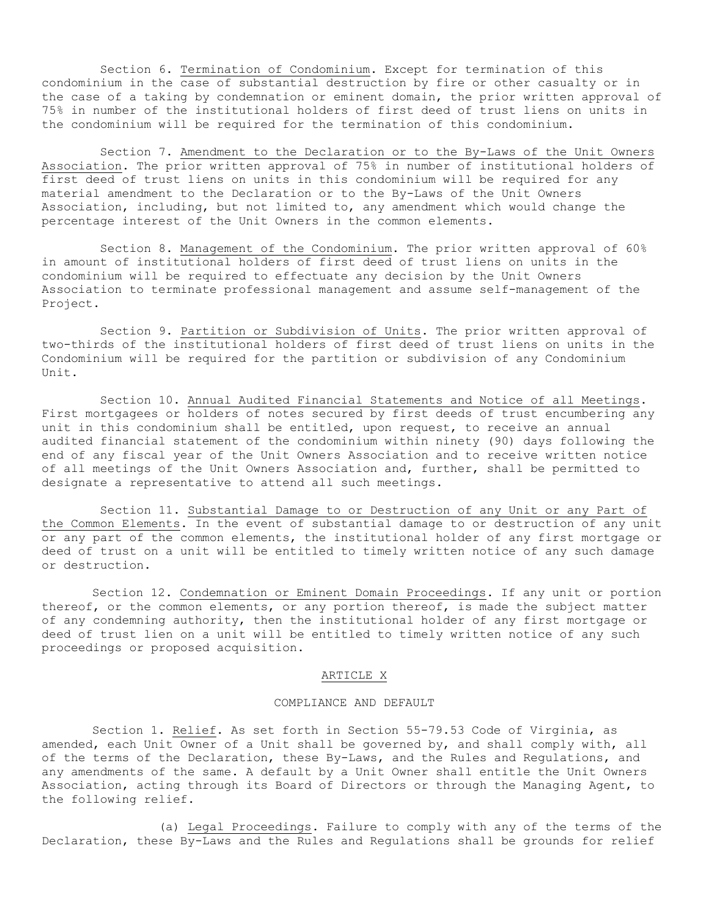Section 6. Termination of Condominium. Except for termination of this condominium in the case of substantial destruction by fire or other casualty or in the case of a taking by condemnation or eminent domain, the prior written approval of 75% in number of the institutional holders of first deed of trust liens on units in the condominium will be required for the termination of this condominium.

Section 7. Amendment to the Declaration or to the By-Laws of the Unit Owners Association. The prior written approval of 75% in number of institutional holders of first deed of trust liens on units in this condominium will be required for any material amendment to the Declaration or to the By-Laws of the Unit Owners Association, including, but not limited to, any amendment which would change the percentage interest of the Unit Owners in the common elements.

Section 8. Management of the Condominium. The prior written approval of 60% in amount of institutional holders of first deed of trust liens on units in the condominium will be required to effectuate any decision by the Unit Owners Association to terminate professional management and assume self-management of the Project.

Section 9. Partition or Subdivision of Units. The prior written approval of two-thirds of the institutional holders of first deed of trust liens on units in the Condominium will be required for the partition or subdivision of any Condominium Unit.

Section 10. Annual Audited Financial Statements and Notice of all Meetings. First mortgagees or holders of notes secured by first deeds of trust encumbering any unit in this condominium shall be entitled, upon request, to receive an annual audited financial statement of the condominium within ninety (90) days following the end of any fiscal year of the Unit Owners Association and to receive written notice of all meetings of the Unit Owners Association and, further, shall be permitted to designate a representative to attend all such meetings.

Section 11. Substantial Damage to or Destruction of any Unit or any Part of the Common Elements. In the event of substantial damage to or destruction of any unit or any part of the common elements, the institutional holder of any first mortgage or deed of trust on a unit will be entitled to timely written notice of any such damage or destruction.

Section 12. Condemnation or Eminent Domain Proceedings. If any unit or portion thereof, or the common elements, or any portion thereof, is made the subject matter of any condemning authority, then the institutional holder of any first mortgage or deed of trust lien on a unit will be entitled to timely written notice of any such proceedings or proposed acquisition.

## ARTICLE X

## COMPLIANCE AND DEFAULT

Section 1. Relief. As set forth in Section 55-79.53 Code of Virginia, as amended, each Unit Owner of a Unit shall be governed by, and shall comply with, all of the terms of the Declaration, these By-Laws, and the Rules and Regulations, and any amendments of the same. A default by a Unit Owner shall entitle the Unit Owners Association, acting through its Board of Directors or through the Managing Agent, to the following relief.

(a) Legal Proceedings. Failure to comply with any of the terms of the Declaration, these By-Laws and the Rules and Regulations shall be grounds for relief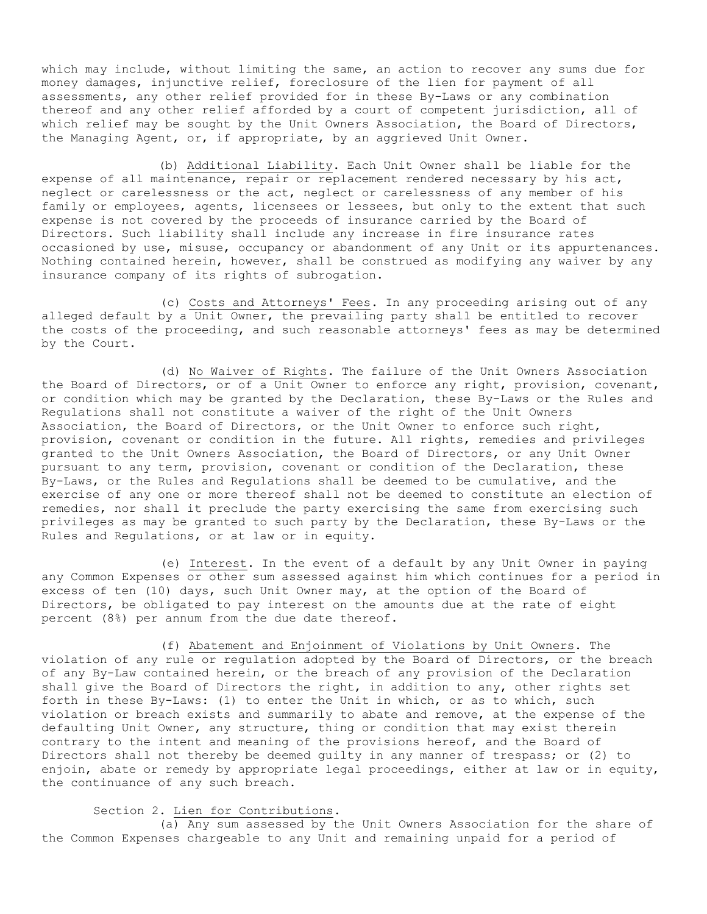which may include, without limiting the same, an action to recover any sums due for money damages, injunctive relief, foreclosure of the lien for payment of all assessments, any other relief provided for in these By-Laws or any combination thereof and any other relief afforded by a court of competent jurisdiction, all of which relief may be sought by the Unit Owners Association, the Board of Directors, the Managing Agent, or, if appropriate, by an aggrieved Unit Owner.

(b) Additional Liability. Each Unit Owner shall be liable for the expense of all maintenance, repair or replacement rendered necessary by his act, neglect or carelessness or the act, neglect or carelessness of any member of his family or employees, agents, licensees or lessees, but only to the extent that such expense is not covered by the proceeds of insurance carried by the Board of Directors. Such liability shall include any increase in fire insurance rates occasioned by use, misuse, occupancy or abandonment of any Unit or its appurtenances. Nothing contained herein, however, shall be construed as modifying any waiver by any insurance company of its rights of subrogation.

(c) Costs and Attorneys' Fees. In any proceeding arising out of any alleged default by a Unit Owner, the prevailing party shall be entitled to recover the costs of the proceeding, and such reasonable attorneys' fees as may be determined by the Court.

(d) No Waiver of Rights. The failure of the Unit Owners Association the Board of Directors, or of a Unit Owner to enforce any right, provision, covenant, or condition which may be granted by the Declaration, these By-Laws or the Rules and Regulations shall not constitute a waiver of the right of the Unit Owners Association, the Board of Directors, or the Unit Owner to enforce such right, provision, covenant or condition in the future. All rights, remedies and privileges granted to the Unit Owners Association, the Board of Directors, or any Unit Owner pursuant to any term, provision, covenant or condition of the Declaration, these By-Laws, or the Rules and Regulations shall be deemed to be cumulative, and the exercise of any one or more thereof shall not be deemed to constitute an election of remedies, nor shall it preclude the party exercising the same from exercising such privileges as may be granted to such party by the Declaration, these By-Laws or the Rules and Regulations, or at law or in equity.

(e) Interest. In the event of a default by any Unit Owner in paying any Common Expenses or other sum assessed against him which continues for a period in excess of ten (10) days, such Unit Owner may, at the option of the Board of Directors, be obligated to pay interest on the amounts due at the rate of eight percent (8%) per annum from the due date thereof.

(f) Abatement and Enjoinment of Violations by Unit Owners. The violation of any rule or regulation adopted by the Board of Directors, or the breach of any By-Law contained herein, or the breach of any provision of the Declaration shall give the Board of Directors the right, in addition to any, other rights set forth in these By-Laws: (1) to enter the Unit in which, or as to which, such violation or breach exists and summarily to abate and remove, at the expense of the defaulting Unit Owner, any structure, thing or condition that may exist therein contrary to the intent and meaning of the provisions hereof, and the Board of Directors shall not thereby be deemed guilty in any manner of trespass; or (2) to enjoin, abate or remedy by appropriate legal proceedings, either at law or in equity, the continuance of any such breach.

Section 2. Lien for Contributions.

(a) Any sum assessed by the Unit Owners Association for the share of the Common Expenses chargeable to any Unit and remaining unpaid for a period of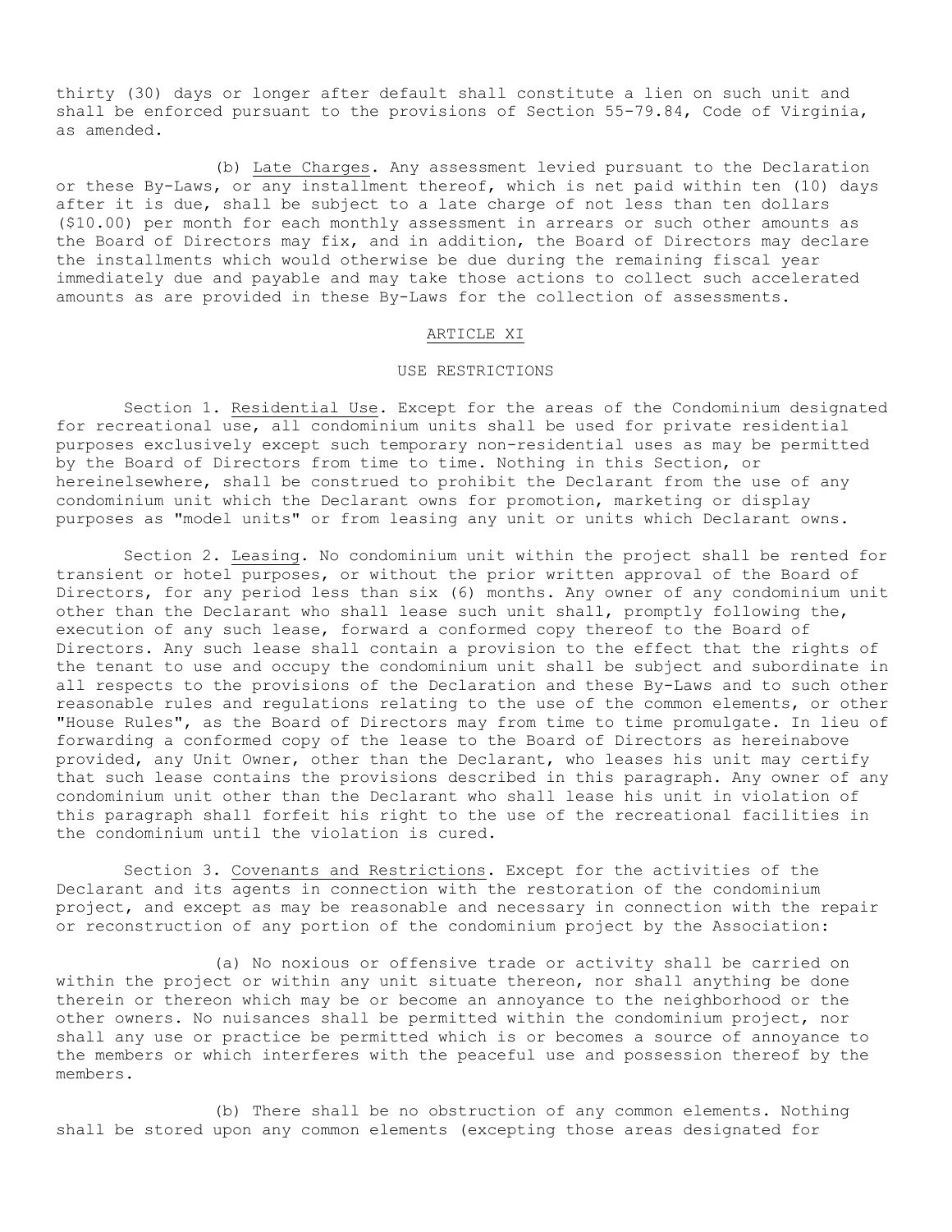thirty (30) days or longer after default shall constitute a lien on such unit and shall be enforced pursuant to the provisions of Section 55-79.84, Code of Virginia, as amended.

(b) Late Charges. Any assessment levied pursuant to the Declaration or these By-Laws, or any installment thereof, which is net paid within ten (10) days after it is due, shall be subject to a late charge of not less than ten dollars ($10.00) per month for each monthly assessment in arrears or such other amounts as the Board of Directors may fix, and in addition, the Board of Directors may declare the installments which would otherwise be due during the remaining fiscal year immediately due and payable and may take those actions to collect such accelerated amounts as are provided in these By-Laws for the collection of assessments.

## ARTICLE XI

## USE RESTRICTIONS

Section 1. Residential Use. Except for the areas of the Condominium designated for recreational use, all condominium units shall be used for private residential purposes exclusively except such temporary non-residential uses as may be permitted by the Board of Directors from time to time. Nothing in this Section, or hereinelsewhere, shall be construed to prohibit the Declarant from the use of any condominium unit which the Declarant owns for promotion, marketing or display purposes as "model units" or from leasing any unit or units which Declarant owns.

Section 2. Leasing. No condominium unit within the project shall be rented for transient or hotel purposes, or without the prior written approval of the Board of Directors, for any period less than six (6) months. Any owner of any condominium unit other than the Declarant who shall lease such unit shall, promptly following the, execution of any such lease, forward a conformed copy thereof to the Board of Directors. Any such lease shall contain a provision to the effect that the rights of the tenant to use and occupy the condominium unit shall be subject and subordinate in all respects to the provisions of the Declaration and these By-Laws and to such other reasonable rules and regulations relating to the use of the common elements, or other "House Rules", as the Board of Directors may from time to time promulgate. In lieu of forwarding a conformed copy of the lease to the Board of Directors as hereinabove provided, any Unit Owner, other than the Declarant, who leases his unit may certify that such lease contains the provisions described in this paragraph. Any owner of any condominium unit other than the Declarant who shall lease his unit in violation of this paragraph shall forfeit his right to the use of the recreational facilities in the condominium until the violation is cured.

Section 3. Covenants and Restrictions. Except for the activities of the Declarant and its agents in connection with the restoration of the condominium project, and except as may be reasonable and necessary in connection with the repair or reconstruction of any portion of the condominium project by the Association:

(a) No noxious or offensive trade or activity shall be carried on within the project or within any unit situate thereon, nor shall anything be done therein or thereon which may be or become an annoyance to the neighborhood or the other owners. No nuisances shall be permitted within the condominium project, nor shall any use or practice be permitted which is or becomes a source of annoyance to the members or which interferes with the peaceful use and possession thereof by the members.

(b) There shall be no obstruction of any common elements. Nothing shall be stored upon any common elements (excepting those areas designated for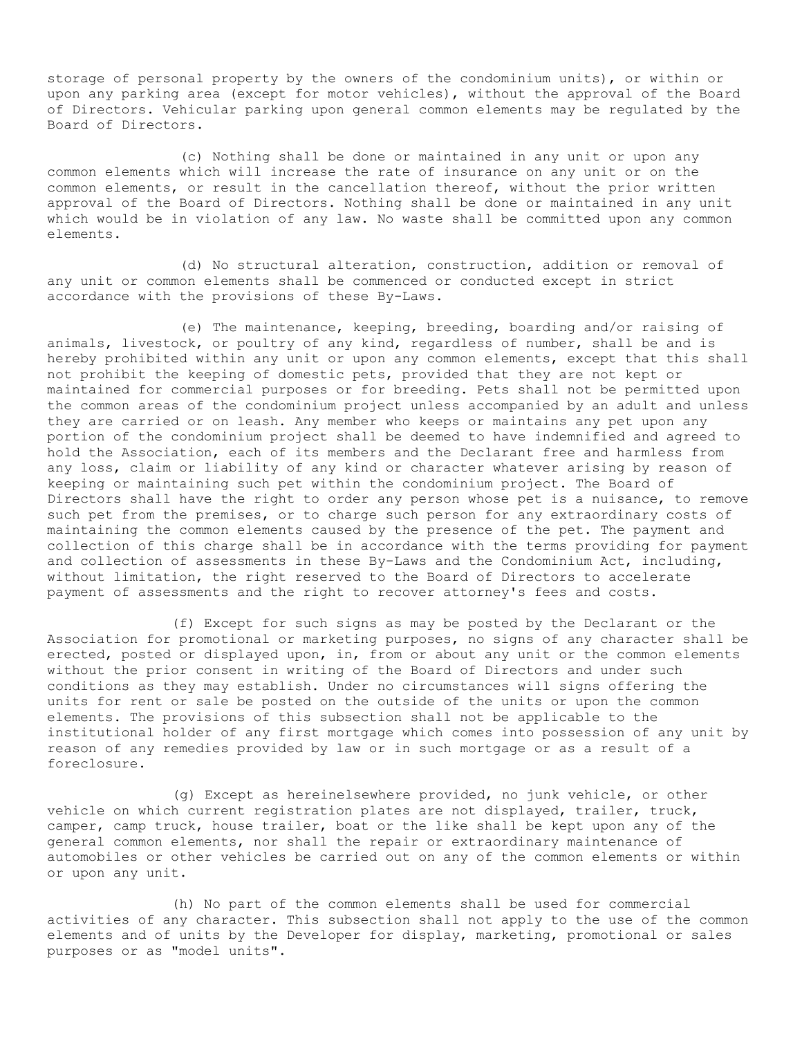storage of personal property by the owners of the condominium units), or within or upon any parking area (except for motor vehicles), without the approval of the Board of Directors. Vehicular parking upon general common elements may be regulated by the Board of Directors.

(c) Nothing shall be done or maintained in any unit or upon any common elements which will increase the rate of insurance on any unit or on the common elements, or result in the cancellation thereof, without the prior written approval of the Board of Directors. Nothing shall be done or maintained in any unit which would be in violation of any law. No waste shall be committed upon any common elements.

(d) No structural alteration, construction, addition or removal of any unit or common elements shall be commenced or conducted except in strict accordance with the provisions of these By-Laws.

(e) The maintenance, keeping, breeding, boarding and/or raising of animals, livestock, or poultry of any kind, regardless of number, shall be and is hereby prohibited within any unit or upon any common elements, except that this shall not prohibit the keeping of domestic pets, provided that they are not kept or maintained for commercial purposes or for breeding. Pets shall not be permitted upon the common areas of the condominium project unless accompanied by an adult and unless they are carried or on leash. Any member who keeps or maintains any pet upon any portion of the condominium project shall be deemed to have indemnified and agreed to hold the Association, each of its members and the Declarant free and harmless from any loss, claim or liability of any kind or character whatever arising by reason of keeping or maintaining such pet within the condominium project. The Board of Directors shall have the right to order any person whose pet is a nuisance, to remove such pet from the premises, or to charge such person for any extraordinary costs of maintaining the common elements caused by the presence of the pet. The payment and collection of this charge shall be in accordance with the terms providing for payment and collection of assessments in these By-Laws and the Condominium Act, including, without limitation, the right reserved to the Board of Directors to accelerate payment of assessments and the right to recover attorney's fees and costs.

(f) Except for such signs as may be posted by the Declarant or the Association for promotional or marketing purposes, no signs of any character shall be erected, posted or displayed upon, in, from or about any unit or the common elements without the prior consent in writing of the Board of Directors and under such conditions as they may establish. Under no circumstances will signs offering the units for rent or sale be posted on the outside of the units or upon the common elements. The provisions of this subsection shall not be applicable to the institutional holder of any first mortgage which comes into possession of any unit by reason of any remedies provided by law or in such mortgage or as a result of a foreclosure.

(g) Except as hereinelsewhere provided, no junk vehicle, or other vehicle on which current registration plates are not displayed, trailer, truck, camper, camp truck, house trailer, boat or the like shall be kept upon any of the general common elements, nor shall the repair or extraordinary maintenance of automobiles or other vehicles be carried out on any of the common elements or within or upon any unit.

(h) No part of the common elements shall be used for commercial activities of any character. This subsection shall not apply to the use of the common elements and of units by the Developer for display, marketing, promotional or sales purposes or as "model units".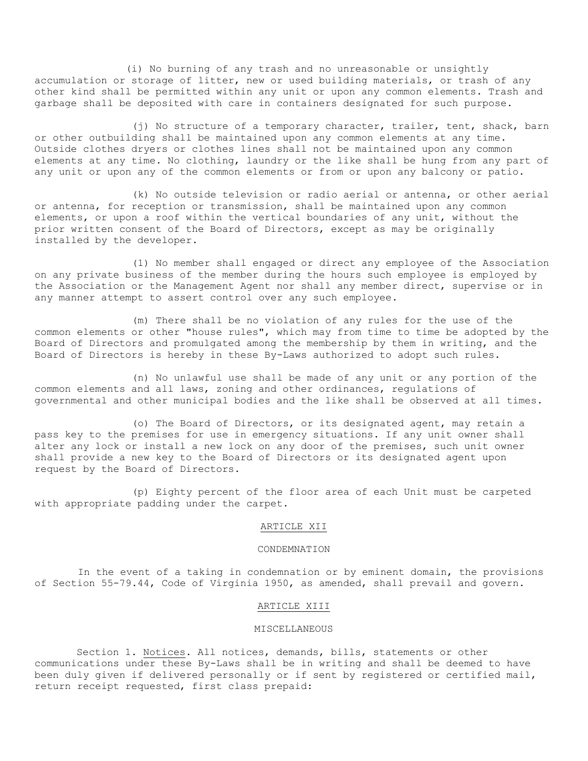(i) No burning of any trash and no unreasonable or unsightly accumulation or storage of litter, new or used building materials, or trash of any other kind shall be permitted within any unit or upon any common elements. Trash and garbage shall be deposited with care in containers designated for such purpose.

(j) No structure of a temporary character, trailer, tent, shack, barn or other outbuilding shall be maintained upon any common elements at any time. Outside clothes dryers or clothes lines shall not be maintained upon any common elements at any time. No clothing, laundry or the like shall be hung from any part of any unit or upon any of the common elements or from or upon any balcony or patio.

(k) No outside television or radio aerial or antenna, or other aerial or antenna, for reception or transmission, shall be maintained upon any common elements, or upon a roof within the vertical boundaries of any unit, without the prior written consent of the Board of Directors, except as may be originally installed by the developer.

(l) No member shall engaged or direct any employee of the Association on any private business of the member during the hours such employee is employed by the Association or the Management Agent nor shall any member direct, supervise or in any manner attempt to assert control over any such employee.

(m) There shall be no violation of any rules for the use of the common elements or other "house rules", which may from time to time be adopted by the Board of Directors and promulgated among the membership by them in writing, and the Board of Directors is hereby in these By-Laws authorized to adopt such rules.

(n) No unlawful use shall be made of any unit or any portion of the common elements and all laws, zoning and other ordinances, regulations of governmental and other municipal bodies and the like shall be observed at all times.

(o) The Board of Directors, or its designated agent, may retain a pass key to the premises for use in emergency situations. If any unit owner shall alter any lock or install a new lock on any door of the premises, such unit owner shall provide a new key to the Board of Directors or its designated agent upon request by the Board of Directors.

(p) Eighty percent of the floor area of each Unit must be carpeted with appropriate padding under the carpet.

## ARTICLE XII

### CONDEMNATION

In the event of a taking in condemnation or by eminent domain, the provisions of Section 55-79.44, Code of Virginia 1950, as amended, shall prevail and govern.

## ARTICLE XIII

### MISCELLANEOUS

Section 1. Notices. All notices, demands, bills, statements or other communications under these By-Laws shall be in writing and shall be deemed to have been duly given if delivered personally or if sent by registered or certified mail, return receipt requested, first class prepaid: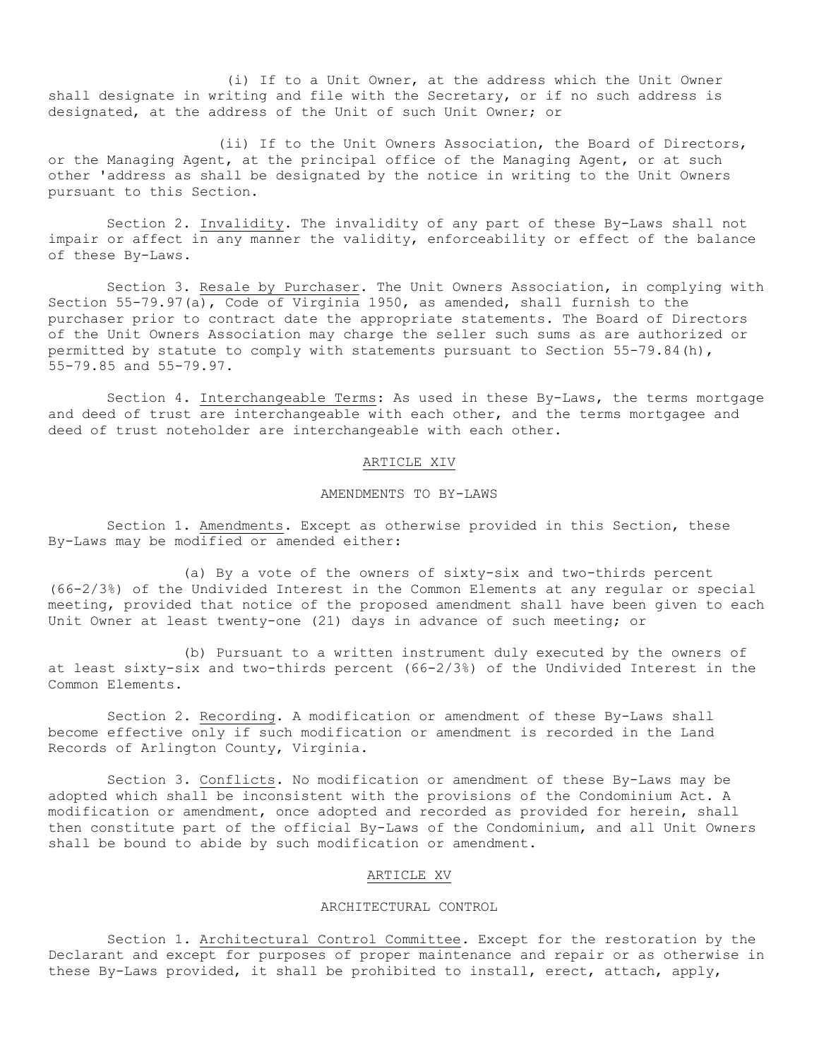(i) If to a Unit Owner, at the address which the Unit Owner shall designate in writing and file with the Secretary, or if no such address is designated, at the address of the Unit of such Unit Owner; or

(ii) If to the Unit Owners Association, the Board of Directors, or the Managing Agent, at the principal office of the Managing Agent, or at such other 'address as shall be designated by the notice in writing to the Unit Owners pursuant to this Section.

Section 2. Invalidity. The invalidity of any part of these By-Laws shall not impair or affect in any manner the validity, enforceability or effect of the balance of these By-Laws.

Section 3. Resale by Purchaser. The Unit Owners Association, in complying with Section 55-79.97(a), Code of Virginia 1950, as amended, shall furnish to the purchaser prior to contract date the appropriate statements. The Board of Directors of the Unit Owners Association may charge the seller such sums as are authorized or permitted by statute to comply with statements pursuant to Section 55-79.84(h), 55-79.85 and 55-79.97.

Section 4. Interchangeable Terms: As used in these By-Laws, the terms mortgage and deed of trust are interchangeable with each other, and the terms mortgagee and deed of trust noteholder are interchangeable with each other.

## ARTICLE XIV

### AMENDMENTS TO BY-LAWS

Section 1. Amendments. Except as otherwise provided in this Section, these By-Laws may be modified or amended either:

(a) By a vote of the owners of sixty-six and two-thirds percent (66-2/3%) of the Undivided Interest in the Common Elements at any regular or special meeting, provided that notice of the proposed amendment shall have been given to each Unit Owner at least twenty-one (21) days in advance of such meeting; or

(b) Pursuant to a written instrument duly executed by the owners of at least sixty-six and two-thirds percent (66-2/3%) of the Undivided Interest in the Common Elements.

Section 2. Recording. A modification or amendment of these By-Laws shall become effective only if such modification or amendment is recorded in the Land Records of Arlington County, Virginia.

Section 3. Conflicts. No modification or amendment of these By-Laws may be adopted which shall be inconsistent with the provisions of the Condominium Act. A modification or amendment, once adopted and recorded as provided for herein, shall then constitute part of the official By-Laws of the Condominium, and all Unit Owners shall be bound to abide by such modification or amendment.

## ARTICLE XV

### ARCHITECTURAL CONTROL

Section 1. Architectural Control Committee. Except for the restoration by the Declarant and except for purposes of proper maintenance and repair or as otherwise in these By-Laws provided, it shall be prohibited to install, erect, attach, apply,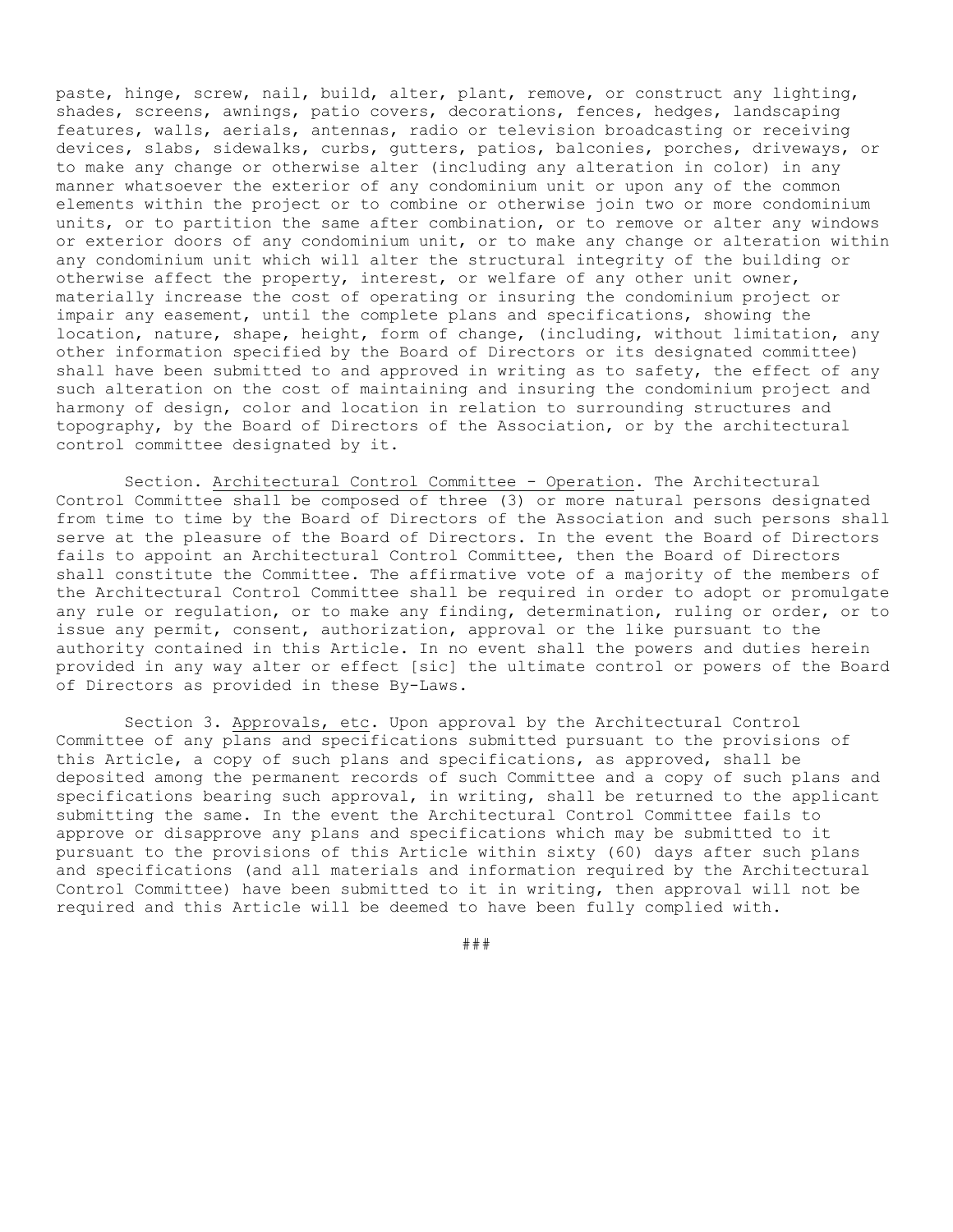paste, hinge, screw, nail, build, alter, plant, remove, or construct any lighting, shades, screens, awnings, patio covers, decorations, fences, hedges, landscaping features, walls, aerials, antennas, radio or television broadcasting or receiving devices, slabs, sidewalks, curbs, gutters, patios, balconies, porches, driveways, or to make any change or otherwise alter (including any alteration in color) in any manner whatsoever the exterior of any condominium unit or upon any of the common elements within the project or to combine or otherwise join two or more condominium units, or to partition the same after combination, or to remove or alter any windows or exterior doors of any condominium unit, or to make any change or alteration within any condominium unit which will alter the structural integrity of the building or otherwise affect the property, interest, or welfare of any other unit owner, materially increase the cost of operating or insuring the condominium project or impair any easement, until the complete plans and specifications, showing the location, nature, shape, height, form of change, (including, without limitation, any other information specified by the Board of Directors or its designated committee) shall have been submitted to and approved in writing as to safety, the effect of any such alteration on the cost of maintaining and insuring the condominium project and harmony of design, color and location in relation to surrounding structures and topography, by the Board of Directors of the Association, or by the architectural control committee designated by it.

Section. Architectural Control Committee - Operation. The Architectural Control Committee shall be composed of three (3) or more natural persons designated from time to time by the Board of Directors of the Association and such persons shall serve at the pleasure of the Board of Directors. In the event the Board of Directors fails to appoint an Architectural Control Committee, then the Board of Directors shall constitute the Committee. The affirmative vote of a majority of the members of the Architectural Control Committee shall be required in order to adopt or promulgate any rule or regulation, or to make any finding, determination, ruling or order, or to issue any permit, consent, authorization, approval or the like pursuant to the authority contained in this Article. In no event shall the powers and duties herein provided in any way alter or effect [sic] the ultimate control or powers of the Board of Directors as provided in these By-Laws.

Section 3. Approvals, etc. Upon approval by the Architectural Control Committee of any plans and specifications submitted pursuant to the provisions of this Article, a copy of such plans and specifications, as approved, shall be deposited among the permanent records of such Committee and a copy of such plans and specifications bearing such approval, in writing, shall be returned to the applicant submitting the same. In the event the Architectural Control Committee fails to approve or disapprove any plans and specifications which may be submitted to it pursuant to the provisions of this Article within sixty (60) days after such plans and specifications (and all materials and information required by the Architectural Control Committee) have been submitted to it in writing, then approval will not be required and this Article will be deemed to have been fully complied with.

###